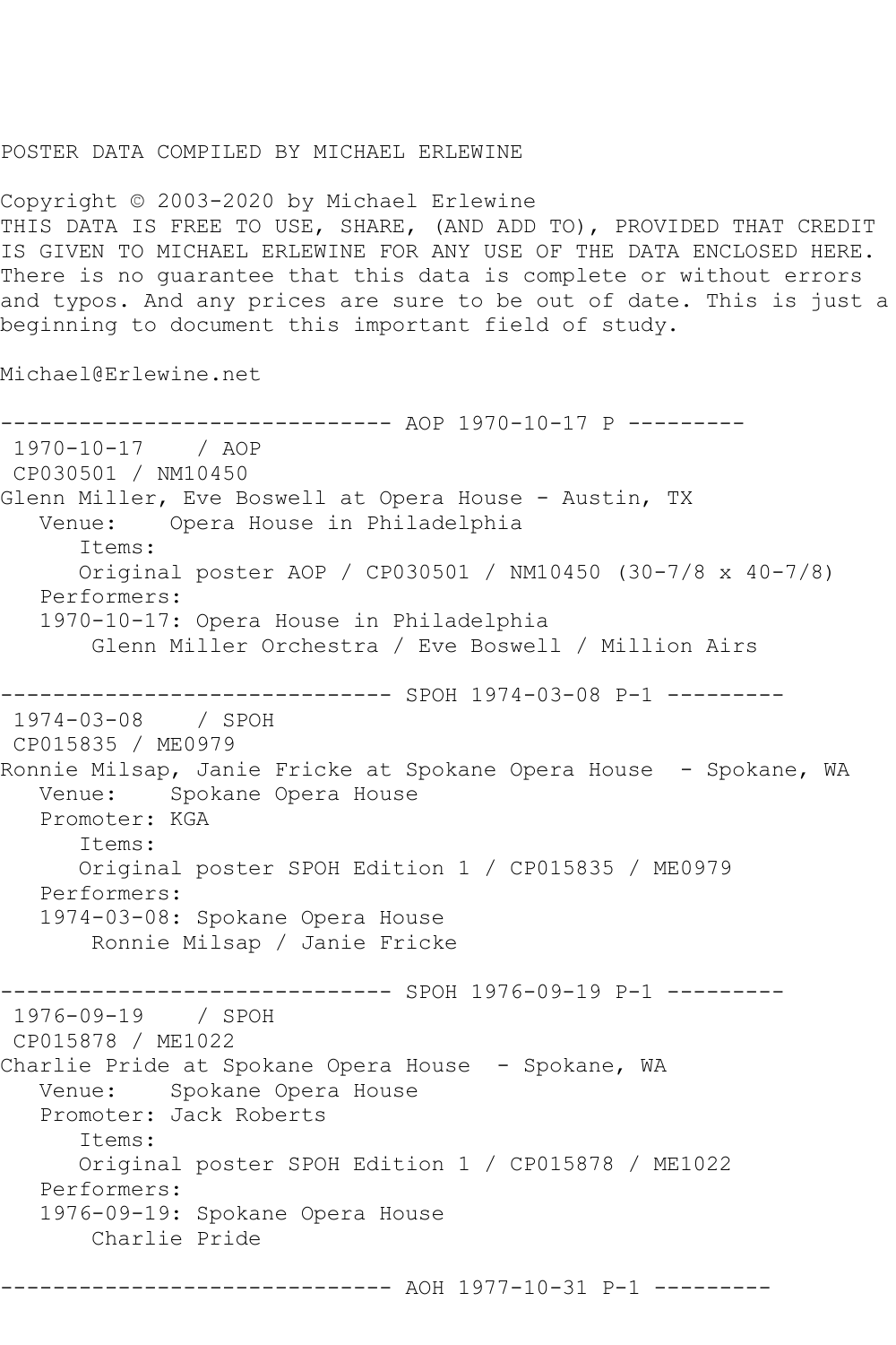POSTER DATA COMPILED BY MICHAEL ERLEWINE

Copyright © 2003-2020 by Michael Erlewine
THIS DATA IS FREE TO USE, SHARE, (AND ADD TO), PROVIDED THAT CREDIT IS GIVEN TO MICHAEL ERLEWINE FOR ANY USE OF THE DATA ENCLOSED HERE. There is no guarantee that this data is complete or without errors and typos. And any prices are sure to be out of date. This is just a beginning to document this important field of study.

Michael@Erlewine.net

```
------------------------------ AOP 1970-10-17 P ---------
 1970-10-17    / AOP
 CP030501 / NM10450
Glenn Miller, Eve Boswell at Opera House - Austin, TX
   Venue:    Opera House in Philadelphia
      Items:
      Original poster AOP / CP030501 / NM10450 (30-7/8 x 40-7/8)
   Performers:
   1970-10-17: Opera House in Philadelphia
       Glenn Miller Orchestra / Eve Boswell / Million Airs

------------------------------ SPOH 1974-03-08 P-1 ---------
 1974-03-08    / SPOH
 CP015835 / ME0979
Ronnie Milsap, Janie Fricke at Spokane Opera House  - Spokane, WA
   Venue:    Spokane Opera House
   Promoter: KGA
      Items:
      Original poster SPOH Edition 1 / CP015835 / ME0979
   Performers:
   1974-03-08: Spokane Opera House
       Ronnie Milsap / Janie Fricke

------------------------------ SPOH 1976-09-19 P-1 ---------
 1976-09-19    / SPOH
 CP015878 / ME1022
Charlie Pride at Spokane Opera House  - Spokane, WA
   Venue:    Spokane Opera House
   Promoter: Jack Roberts
      Items:
      Original poster SPOH Edition 1 / CP015878 / ME1022
   Performers:
   1976-09-19: Spokane Opera House
       Charlie Pride

------------------------------ AOH 1977-10-31 P-1 ---------
```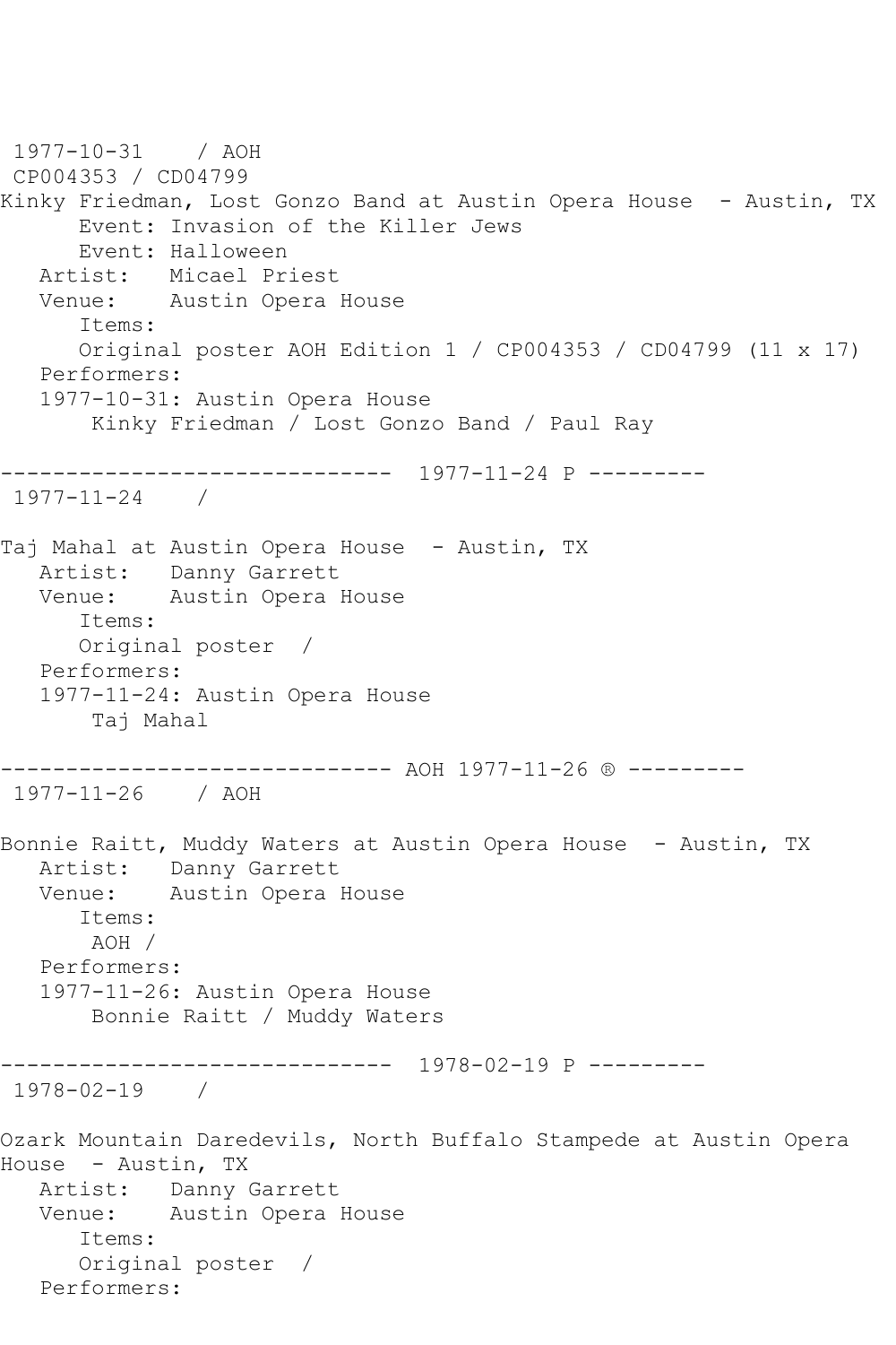1977-10-31    / AOH
CP004353 / CD04799
Kinky Friedman, Lost Gonzo Band at Austin Opera House  - Austin, TX
      Event: Invasion of the Killer Jews
      Event: Halloween
   Artist:   Micael Priest
   Venue:    Austin Opera House
      Items:
      Original poster AOH Edition 1 / CP004353 / CD04799 (11 x 17)
   Performers:
   1977-10-31: Austin Opera House
       Kinky Friedman / Lost Gonzo Band / Paul Ray

------------------------------  1977-11-24 P ---------
1977-11-24    /

Taj Mahal at Austin Opera House  - Austin, TX
   Artist:   Danny Garrett
   Venue:    Austin Opera House
      Items:
      Original poster  /
   Performers:
   1977-11-24: Austin Opera House
       Taj Mahal

------------------------------ AOH 1977-11-26 ® ---------
1977-11-26    / AOH

Bonnie Raitt, Muddy Waters at Austin Opera House  - Austin, TX
   Artist:   Danny Garrett
   Venue:    Austin Opera House
      Items:
       AOH /
   Performers:
   1977-11-26: Austin Opera House
       Bonnie Raitt / Muddy Waters

------------------------------  1978-02-19 P ---------
1978-02-19    /

Ozark Mountain Daredevils, North Buffalo Stampede at Austin Opera House  - Austin, TX
   Artist:   Danny Garrett
   Venue:    Austin Opera House
      Items:
      Original poster  /
   Performers: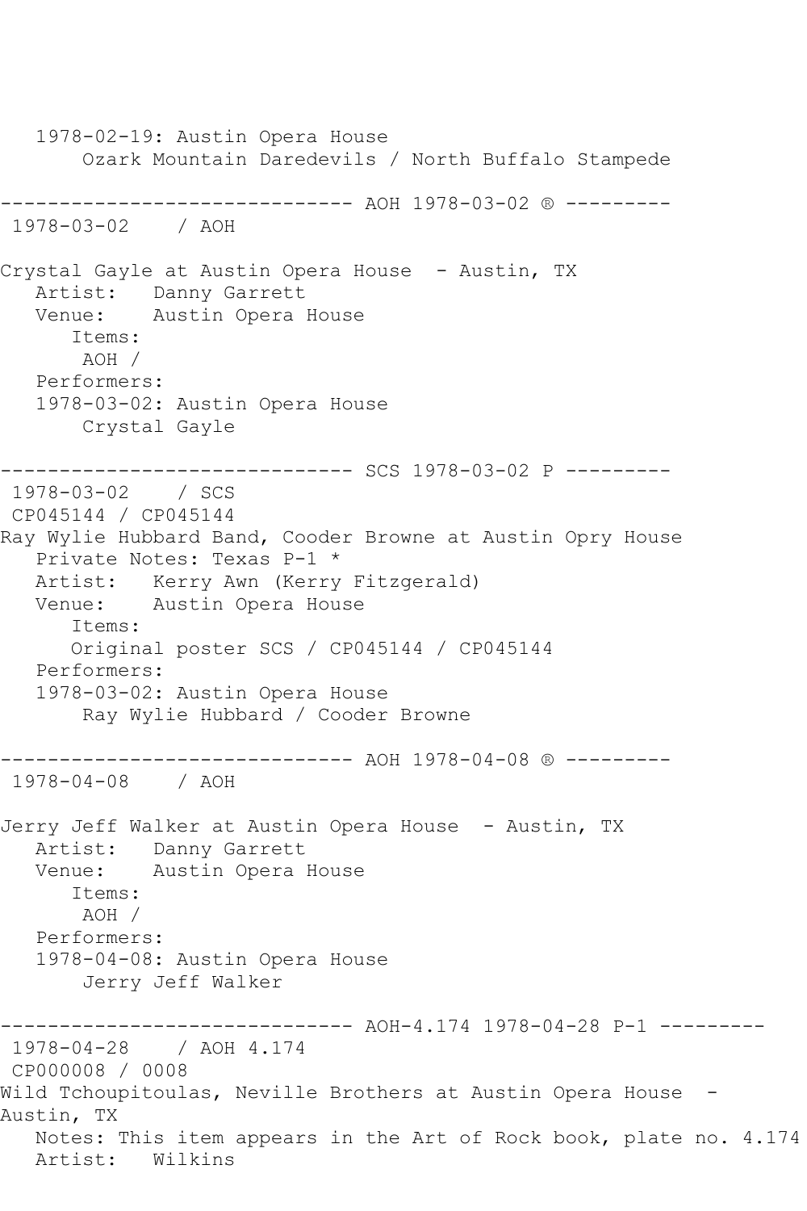1978-02-19: Austin Opera House
        Ozark Mountain Daredevils / North Buffalo Stampede

------------------------------ AOH 1978-03-02 ® ---------
1978-03-02    / AOH

Crystal Gayle at Austin Opera House  - Austin, TX
   Artist:   Danny Garrett
   Venue:    Austin Opera House
      Items:
       AOH /
   Performers:
   1978-03-02: Austin Opera House
        Crystal Gayle

------------------------------ SCS 1978-03-02 P ---------
1978-03-02    / SCS
CP045144 / CP045144
Ray Wylie Hubbard Band, Cooder Browne at Austin Opry House
   Private Notes: Texas P-1 *
   Artist:   Kerry Awn (Kerry Fitzgerald)
   Venue:    Austin Opera House
      Items:
      Original poster SCS / CP045144 / CP045144
   Performers:
   1978-03-02: Austin Opera House
        Ray Wylie Hubbard / Cooder Browne

------------------------------ AOH 1978-04-08 ® ---------
1978-04-08    / AOH

Jerry Jeff Walker at Austin Opera House  - Austin, TX
   Artist:   Danny Garrett
   Venue:    Austin Opera House
      Items:
       AOH /
   Performers:
   1978-04-08: Austin Opera House
        Jerry Jeff Walker

------------------------------ AOH-4.174 1978-04-28 P-1 ---------
1978-04-28    / AOH 4.174
CP000008 / 0008
Wild Tchoupitoulas, Neville Brothers at Austin Opera House  - Austin, TX
   Notes: This item appears in the Art of Rock book, plate no. 4.174
   Artist:   Wilkins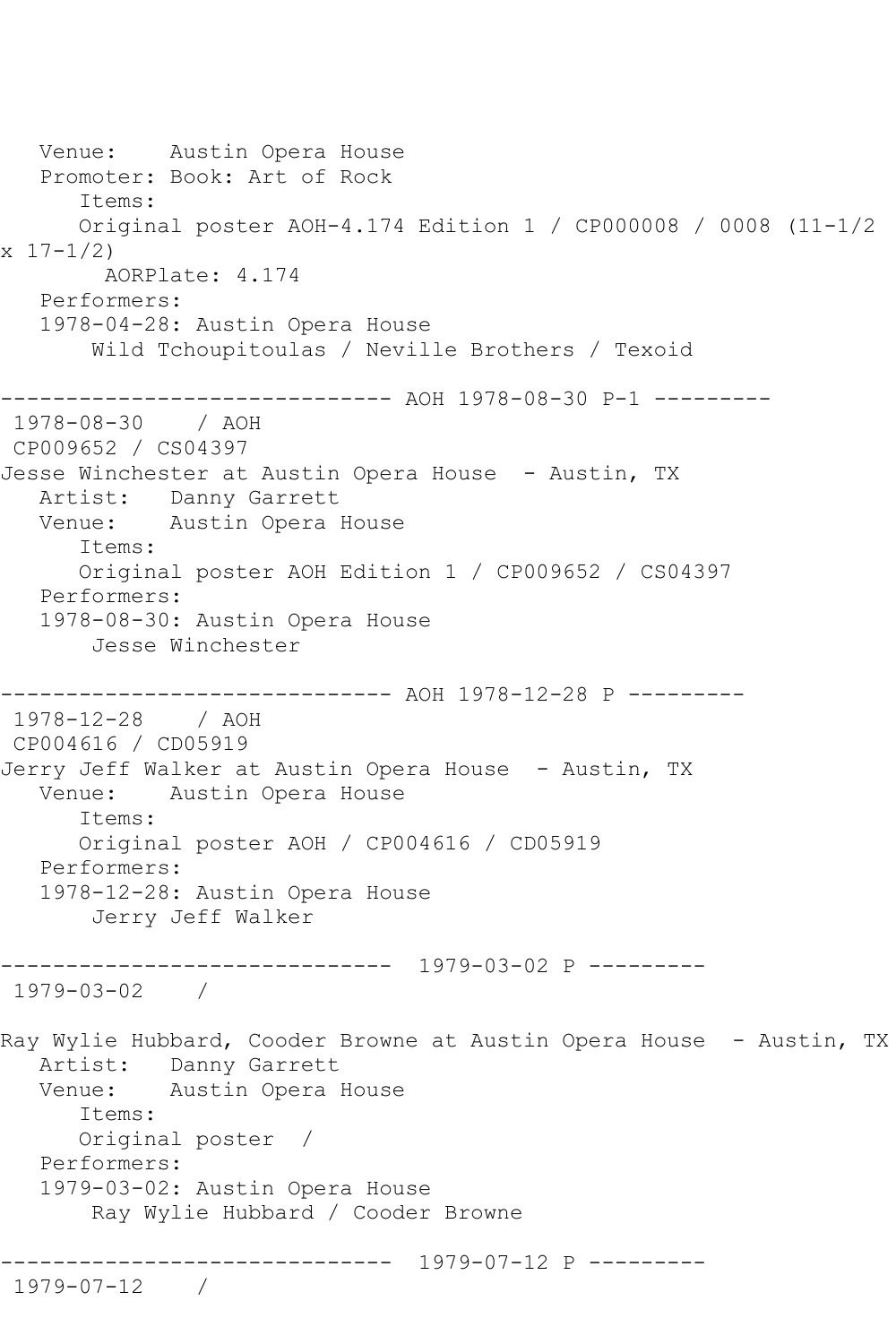```
   Venue:    Austin Opera House
   Promoter: Book: Art of Rock
      Items:
      Original poster AOH-4.174 Edition 1 / CP000008 / 0008 (11-1/2 
x 17-1/2)
        AORPlate: 4.174 
   Performers:
   1978-04-28: Austin Opera House
       Wild Tchoupitoulas / Neville Brothers / Texoid

------------------------------ AOH 1978-08-30 P-1 ---------
 1978-08-30    / AOH 
 CP009652 / CS04397
Jesse Winchester at Austin Opera House  - Austin, TX
   Artist:   Danny Garrett
   Venue:    Austin Opera House
      Items:
      Original poster AOH Edition 1 / CP009652 / CS04397
   Performers:
   1978-08-30: Austin Opera House
       Jesse Winchester

------------------------------ AOH 1978-12-28 P ---------
 1978-12-28    / AOH 
 CP004616 / CD05919
Jerry Jeff Walker at Austin Opera House  - Austin, TX
   Venue:    Austin Opera House
      Items:
      Original poster AOH / CP004616 / CD05919
   Performers:
   1978-12-28: Austin Opera House
       Jerry Jeff Walker

------------------------------  1979-03-02 P ---------
 1979-03-02    / 

Ray Wylie Hubbard, Cooder Browne at Austin Opera House  - Austin, TX
   Artist:   Danny Garrett
   Venue:    Austin Opera House
      Items:
      Original poster  / 
   Performers:
   1979-03-02: Austin Opera House
       Ray Wylie Hubbard / Cooder Browne

------------------------------  1979-07-12 P ---------
 1979-07-12    / 
```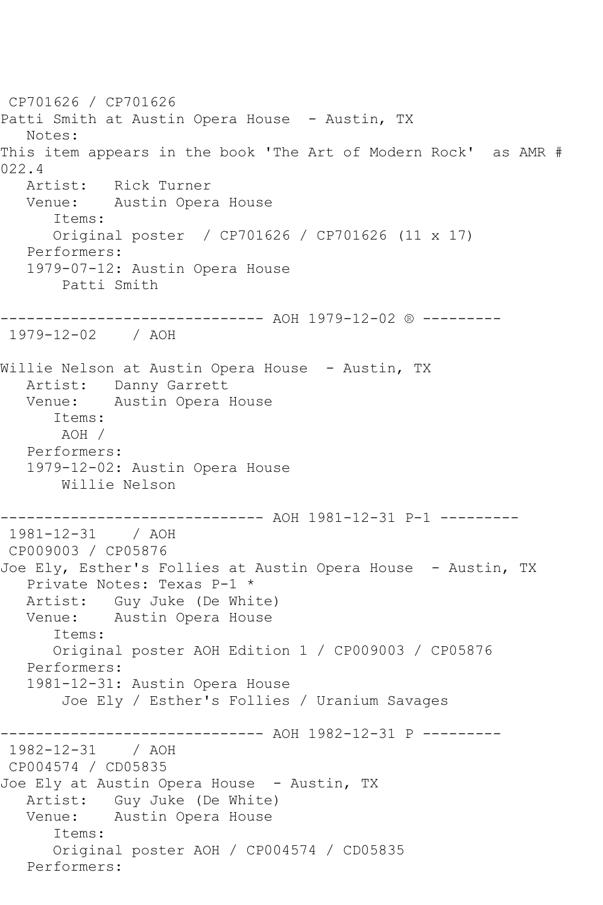CP701626 / CP701626
Patti Smith at Austin Opera House - Austin, TX
Notes:
This item appears in the book 'The Art of Modern Rock' as AMR # 022.4
Artist: Rick Turner
Venue: Austin Opera House
Items:
Original poster / CP701626 / CP701626 (11 x 17)
Performers:
1979-07-12: Austin Opera House
Patti Smith

------------------------------ AOH 1979-12-02 ® ---------
1979-12-02 / AOH

Willie Nelson at Austin Opera House - Austin, TX
Artist: Danny Garrett
Venue: Austin Opera House
Items:
AOH /
Performers:
1979-12-02: Austin Opera House
Willie Nelson

------------------------------ AOH 1981-12-31 P-1 ---------
1981-12-31 / AOH
CP009003 / CP05876
Joe Ely, Esther's Follies at Austin Opera House - Austin, TX
Private Notes: Texas P-1 *
Artist: Guy Juke (De White)
Venue: Austin Opera House
Items:
Original poster AOH Edition 1 / CP009003 / CP05876
Performers:
1981-12-31: Austin Opera House
Joe Ely / Esther's Follies / Uranium Savages

------------------------------ AOH 1982-12-31 P ---------
1982-12-31 / AOH
CP004574 / CD05835
Joe Ely at Austin Opera House - Austin, TX
Artist: Guy Juke (De White)
Venue: Austin Opera House
Items:
Original poster AOH / CP004574 / CD05835
Performers: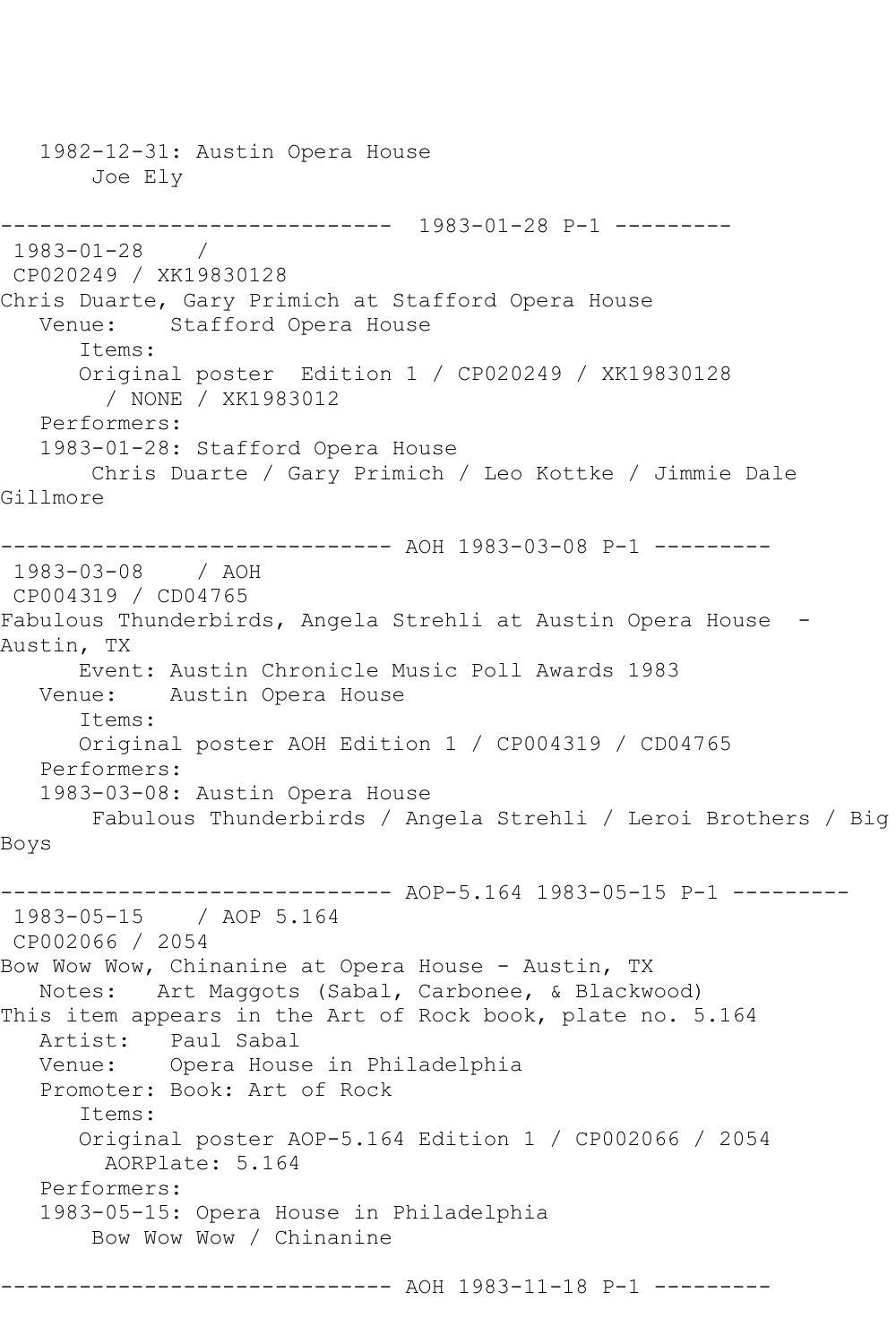```
   1982-12-31: Austin Opera House
       Joe Ely

------------------------------  1983-01-28 P-1 ---------
 1983-01-28    /
 CP020249 / XK19830128
Chris Duarte, Gary Primich at Stafford Opera House
   Venue:    Stafford Opera House
      Items:
      Original poster  Edition 1 / CP020249 / XK19830128
        / NONE / XK1983012
   Performers:
   1983-01-28: Stafford Opera House
       Chris Duarte / Gary Primich / Leo Kottke / Jimmie Dale
Gillmore

------------------------------ AOH 1983-03-08 P-1 ---------
 1983-03-08    / AOH
 CP004319 / CD04765
Fabulous Thunderbirds, Angela Strehli at Austin Opera House  -
Austin, TX
      Event: Austin Chronicle Music Poll Awards 1983
   Venue:    Austin Opera House
      Items:
      Original poster AOH Edition 1 / CP004319 / CD04765
   Performers:
   1983-03-08: Austin Opera House
       Fabulous Thunderbirds / Angela Strehli / Leroi Brothers / Big
Boys

------------------------------ AOP-5.164 1983-05-15 P-1 ---------
 1983-05-15    / AOP 5.164
 CP002066 / 2054
Bow Wow Wow, Chinanine at Opera House - Austin, TX
   Notes:   Art Maggots (Sabal, Carbonee, & Blackwood)
This item appears in the Art of Rock book, plate no. 5.164
   Artist:   Paul Sabal
   Venue:    Opera House in Philadelphia
   Promoter: Book: Art of Rock
      Items:
      Original poster AOP-5.164 Edition 1 / CP002066 / 2054
        AORPlate: 5.164
   Performers:
   1983-05-15: Opera House in Philadelphia
       Bow Wow Wow / Chinanine

------------------------------ AOH 1983-11-18 P-1 ---------
```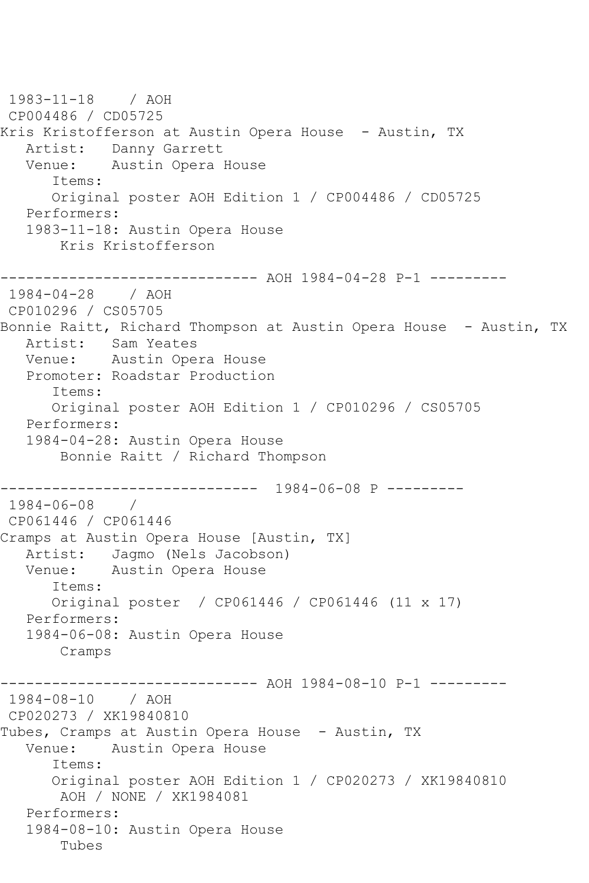1983-11-18 / AOH
CP004486 / CD05725
Kris Kristofferson at Austin Opera House - Austin, TX
Artist: Danny Garrett
Venue: Austin Opera House
Items:
Original poster AOH Edition 1 / CP004486 / CD05725
Performers:
1983-11-18: Austin Opera House
Kris Kristofferson

------------------------------ AOH 1984-04-28 P-1 ---------
1984-04-28 / AOH
CP010296 / CS05705
Bonnie Raitt, Richard Thompson at Austin Opera House - Austin, TX
Artist: Sam Yeates
Venue: Austin Opera House
Promoter: Roadstar Production
Items:
Original poster AOH Edition 1 / CP010296 / CS05705
Performers:
1984-04-28: Austin Opera House
Bonnie Raitt / Richard Thompson

------------------------------ 1984-06-08 P ---------
1984-06-08 /
CP061446 / CP061446
Cramps at Austin Opera House [Austin, TX]
Artist: Jagmo (Nels Jacobson)
Venue: Austin Opera House
Items:
Original poster / CP061446 / CP061446 (11 x 17)
Performers:
1984-06-08: Austin Opera House
Cramps

------------------------------ AOH 1984-08-10 P-1 ---------
1984-08-10 / AOH
CP020273 / XK19840810
Tubes, Cramps at Austin Opera House - Austin, TX
Venue: Austin Opera House
Items:
Original poster AOH Edition 1 / CP020273 / XK19840810
AOH / NONE / XK1984081
Performers:
1984-08-10: Austin Opera House
Tubes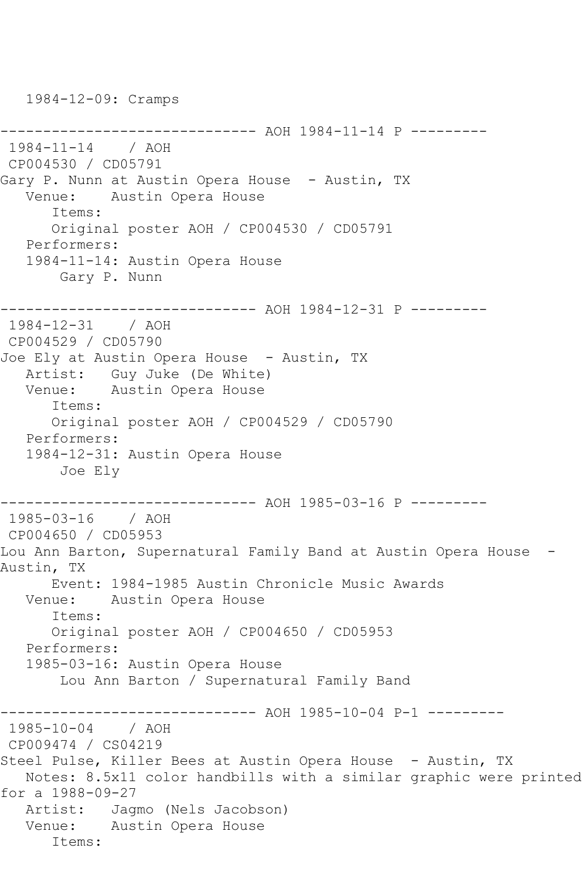1984-12-09: Cramps

------------------------------ AOH 1984-11-14 P ---------
1984-11-14    / AOH
CP004530 / CD05791
Gary P. Nunn at Austin Opera House  - Austin, TX
Venue:    Austin Opera House
Items:
Original poster AOH / CP004530 / CD05791
Performers:
1984-11-14: Austin Opera House
Gary P. Nunn

------------------------------ AOH 1984-12-31 P ---------
1984-12-31    / AOH
CP004529 / CD05790
Joe Ely at Austin Opera House  - Austin, TX
Artist:   Guy Juke (De White)
Venue:    Austin Opera House
Items:
Original poster AOH / CP004529 / CD05790
Performers:
1984-12-31: Austin Opera House
Joe Ely

------------------------------ AOH 1985-03-16 P ---------
1985-03-16    / AOH
CP004650 / CD05953
Lou Ann Barton, Supernatural Family Band at Austin Opera House  - Austin, TX
Event: 1984-1985 Austin Chronicle Music Awards
Venue:    Austin Opera House
Items:
Original poster AOH / CP004650 / CD05953
Performers:
1985-03-16: Austin Opera House
Lou Ann Barton / Supernatural Family Band

------------------------------ AOH 1985-10-04 P-1 ---------
1985-10-04    / AOH
CP009474 / CS04219
Steel Pulse, Killer Bees at Austin Opera House  - Austin, TX
Notes: 8.5x11 color handbills with a similar graphic were printed for a 1988-09-27
Artist:   Jagmo (Nels Jacobson)
Venue:    Austin Opera House
Items: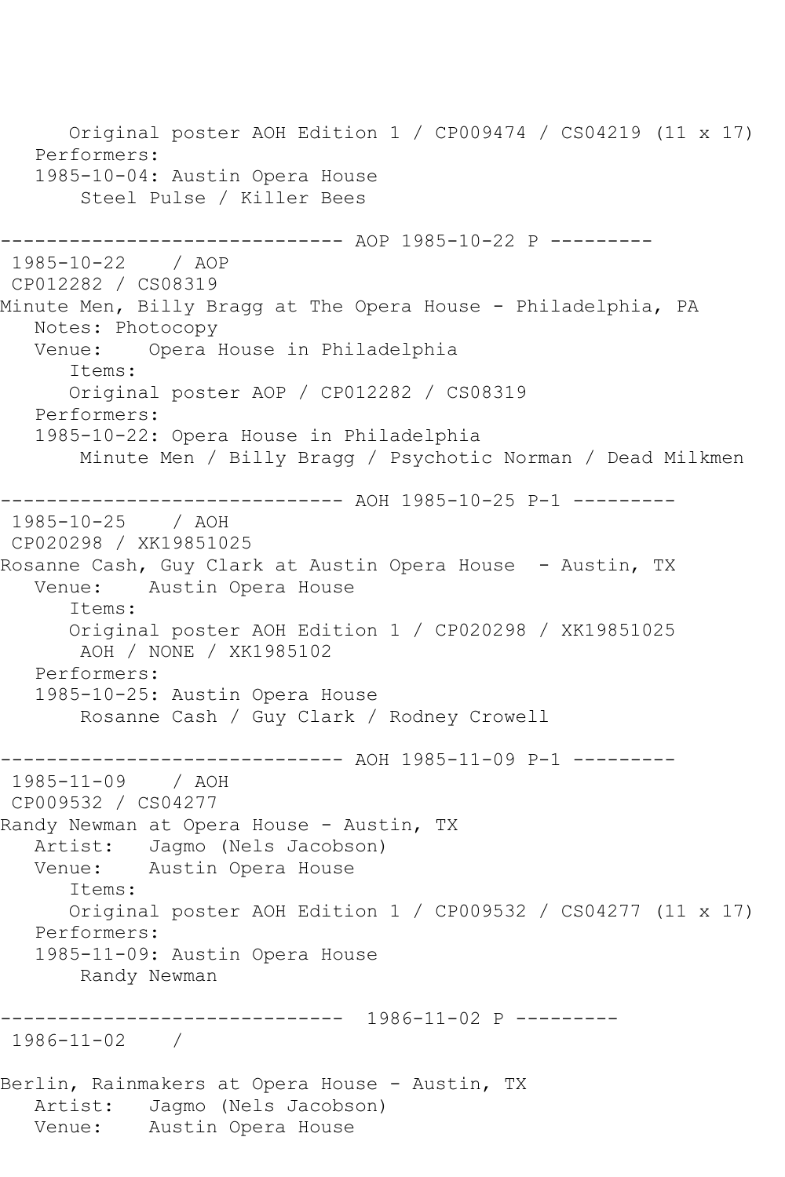```
      Original poster AOH Edition 1 / CP009474 / CS04219 (11 x 17)
   Performers:
   1985-10-04: Austin Opera House
       Steel Pulse / Killer Bees

------------------------------ AOP 1985-10-22 P ---------
 1985-10-22    / AOP
 CP012282 / CS08319
Minute Men, Billy Bragg at The Opera House - Philadelphia, PA
   Notes: Photocopy
   Venue:    Opera House in Philadelphia
      Items:
      Original poster AOP / CP012282 / CS08319
   Performers:
   1985-10-22: Opera House in Philadelphia
       Minute Men / Billy Bragg / Psychotic Norman / Dead Milkmen

------------------------------ AOH 1985-10-25 P-1 ---------
 1985-10-25    / AOH
 CP020298 / XK19851025
Rosanne Cash, Guy Clark at Austin Opera House  - Austin, TX
   Venue:    Austin Opera House
      Items:
      Original poster AOH Edition 1 / CP020298 / XK19851025
       AOH / NONE / XK1985102
   Performers:
   1985-10-25: Austin Opera House
       Rosanne Cash / Guy Clark / Rodney Crowell

------------------------------ AOH 1985-11-09 P-1 ---------
 1985-11-09    / AOH
 CP009532 / CS04277
Randy Newman at Opera House - Austin, TX
   Artist:   Jagmo (Nels Jacobson)
   Venue:    Austin Opera House
      Items:
      Original poster AOH Edition 1 / CP009532 / CS04277 (11 x 17)
   Performers:
   1985-11-09: Austin Opera House
       Randy Newman

------------------------------  1986-11-02 P ---------
 1986-11-02    /

Berlin, Rainmakers at Opera House - Austin, TX
   Artist:   Jagmo (Nels Jacobson)
   Venue:    Austin Opera House
```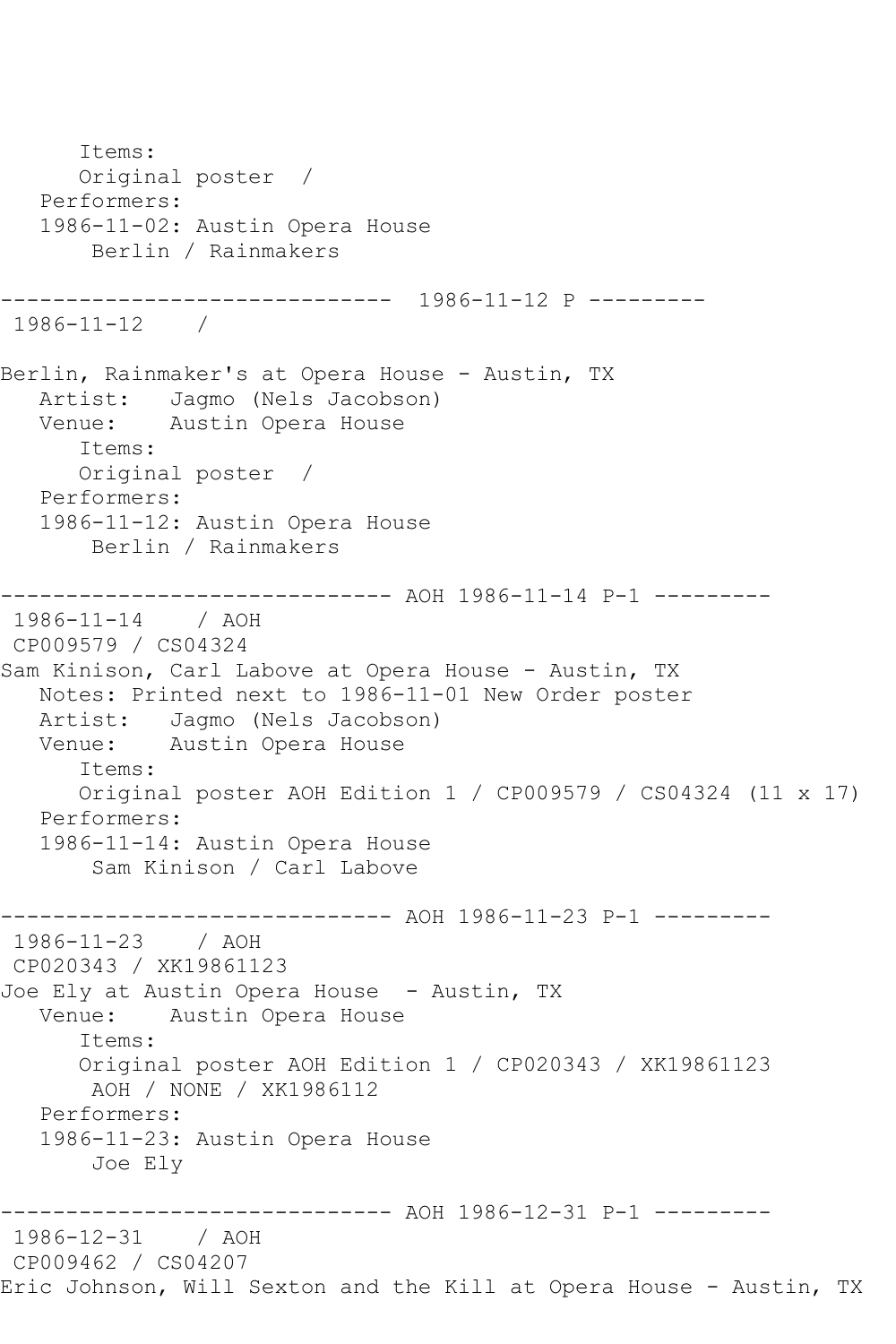```
      Items:
      Original poster  /
   Performers:
   1986-11-02: Austin Opera House
       Berlin / Rainmakers

------------------------------  1986-11-12 P ---------
 1986-11-12    /

Berlin, Rainmaker's at Opera House - Austin, TX
   Artist:   Jagmo (Nels Jacobson)
   Venue:    Austin Opera House
      Items:
      Original poster  /
   Performers:
   1986-11-12: Austin Opera House
       Berlin / Rainmakers

------------------------------ AOH 1986-11-14 P-1 ---------
 1986-11-14    / AOH
 CP009579 / CS04324
Sam Kinison, Carl Labove at Opera House - Austin, TX
   Notes: Printed next to 1986-11-01 New Order poster
   Artist:   Jagmo (Nels Jacobson)
   Venue:    Austin Opera House
      Items:
      Original poster AOH Edition 1 / CP009579 / CS04324 (11 x 17)
   Performers:
   1986-11-14: Austin Opera House
       Sam Kinison / Carl Labove

------------------------------ AOH 1986-11-23 P-1 ---------
 1986-11-23    / AOH
 CP020343 / XK19861123
Joe Ely at Austin Opera House  - Austin, TX
   Venue:    Austin Opera House
      Items:
      Original poster AOH Edition 1 / CP020343 / XK19861123
       AOH / NONE / XK1986112
   Performers:
   1986-11-23: Austin Opera House
       Joe Ely

------------------------------ AOH 1986-12-31 P-1 ---------
 1986-12-31    / AOH
 CP009462 / CS04207
Eric Johnson, Will Sexton and the Kill at Opera House - Austin, TX
```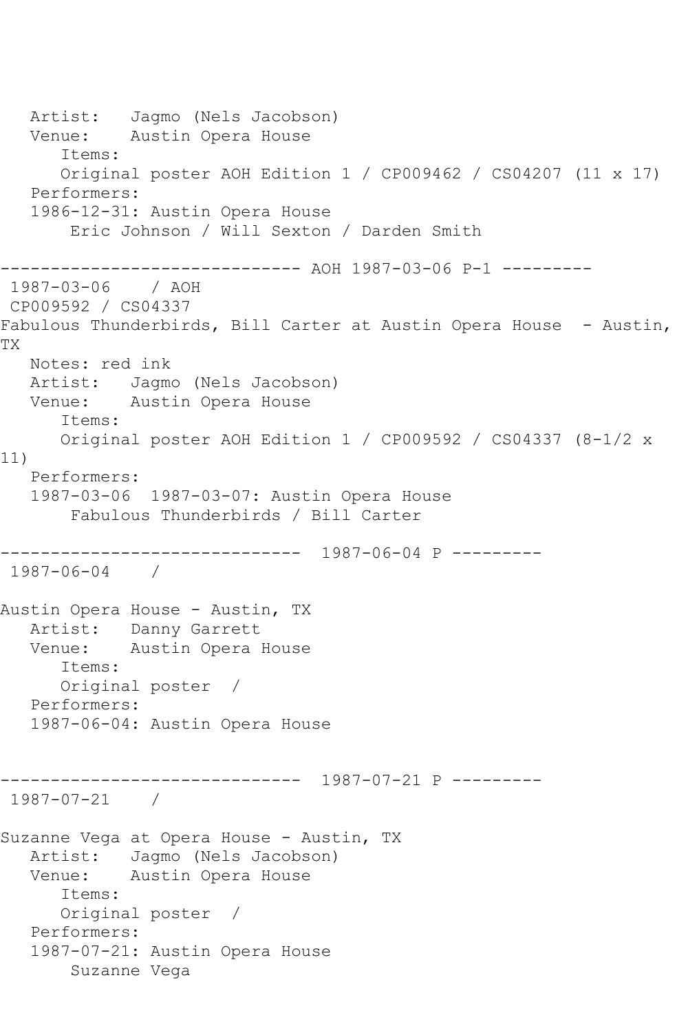Artist: Jagmo (Nels Jacobson)
Venue: Austin Opera House
Items:
Original poster AOH Edition 1 / CP009462 / CS04207 (11 x 17)
Performers:
1986-12-31: Austin Opera House
Eric Johnson / Will Sexton / Darden Smith

------------------------------ AOH 1987-03-06 P-1 ---------

1987-03-06 / AOH
CP009592 / CS04337
Fabulous Thunderbirds, Bill Carter at Austin Opera House - Austin, TX
Notes: red ink
Artist: Jagmo (Nels Jacobson)
Venue: Austin Opera House
Items:
Original poster AOH Edition 1 / CP009592 / CS04337 (8-1/2 x 11)
Performers:
1987-03-06 1987-03-07: Austin Opera House
Fabulous Thunderbirds / Bill Carter

------------------------------ 1987-06-04 P ---------

1987-06-04 /

Austin Opera House - Austin, TX
Artist: Danny Garrett
Venue: Austin Opera House
Items:
Original poster /
Performers:
1987-06-04: Austin Opera House

------------------------------ 1987-07-21 P ---------

1987-07-21 /

Suzanne Vega at Opera House - Austin, TX
Artist: Jagmo (Nels Jacobson)
Venue: Austin Opera House
Items:
Original poster /
Performers:
1987-07-21: Austin Opera House
Suzanne Vega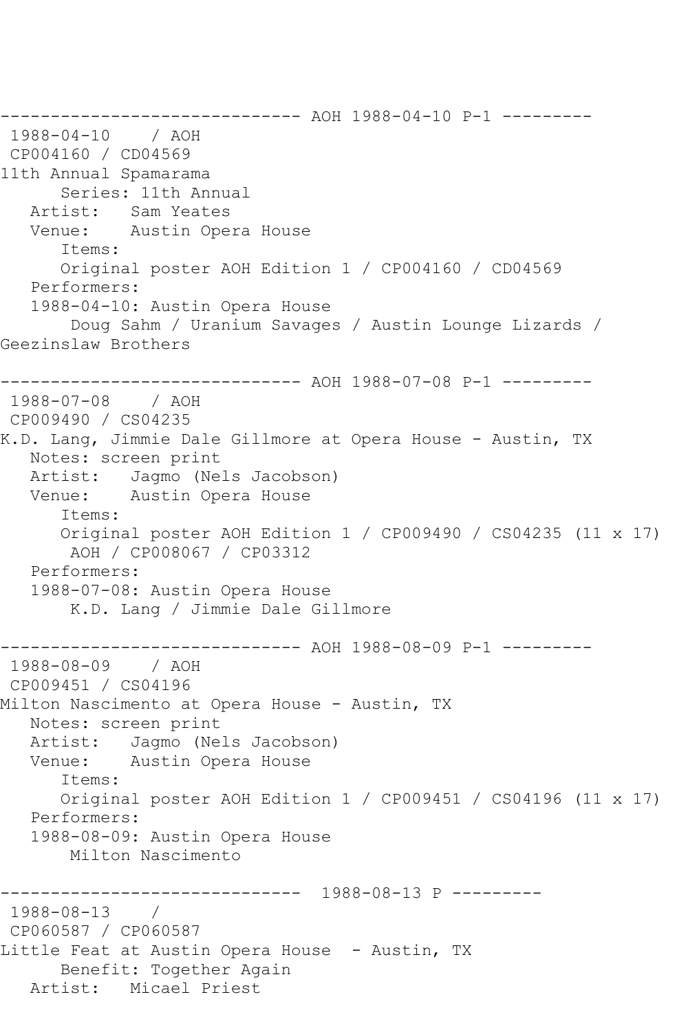------------------------------ AOH 1988-04-10 P-1 ---------

1988-04-10 / AOH

CP004160 / CD04569

11th Annual Spamarama

Series: 11th Annual

Artist: Sam Yeates

Venue: Austin Opera House

Items:

Original poster AOH Edition 1 / CP004160 / CD04569

Performers:

1988-04-10: Austin Opera House

Doug Sahm / Uranium Savages / Austin Lounge Lizards / Geezinslaw Brothers

------------------------------ AOH 1988-07-08 P-1 ---------

1988-07-08 / AOH

CP009490 / CS04235

K.D. Lang, Jimmie Dale Gillmore at Opera House - Austin, TX

Notes: screen print

Artist: Jagmo (Nels Jacobson)

Venue: Austin Opera House

Items:

Original poster AOH Edition 1 / CP009490 / CS04235 (11 x 17)

AOH / CP008067 / CP03312

Performers:

1988-07-08: Austin Opera House

K.D. Lang / Jimmie Dale Gillmore

------------------------------ AOH 1988-08-09 P-1 ---------

1988-08-09 / AOH

CP009451 / CS04196

Milton Nascimento at Opera House - Austin, TX

Notes: screen print

Artist: Jagmo (Nels Jacobson)

Venue: Austin Opera House

Items:

Original poster AOH Edition 1 / CP009451 / CS04196 (11 x 17)

Performers:

1988-08-09: Austin Opera House

Milton Nascimento

------------------------------ 1988-08-13 P ---------

1988-08-13 /

CP060587 / CP060587

Little Feat at Austin Opera House - Austin, TX

Benefit: Together Again

Artist: Micael Priest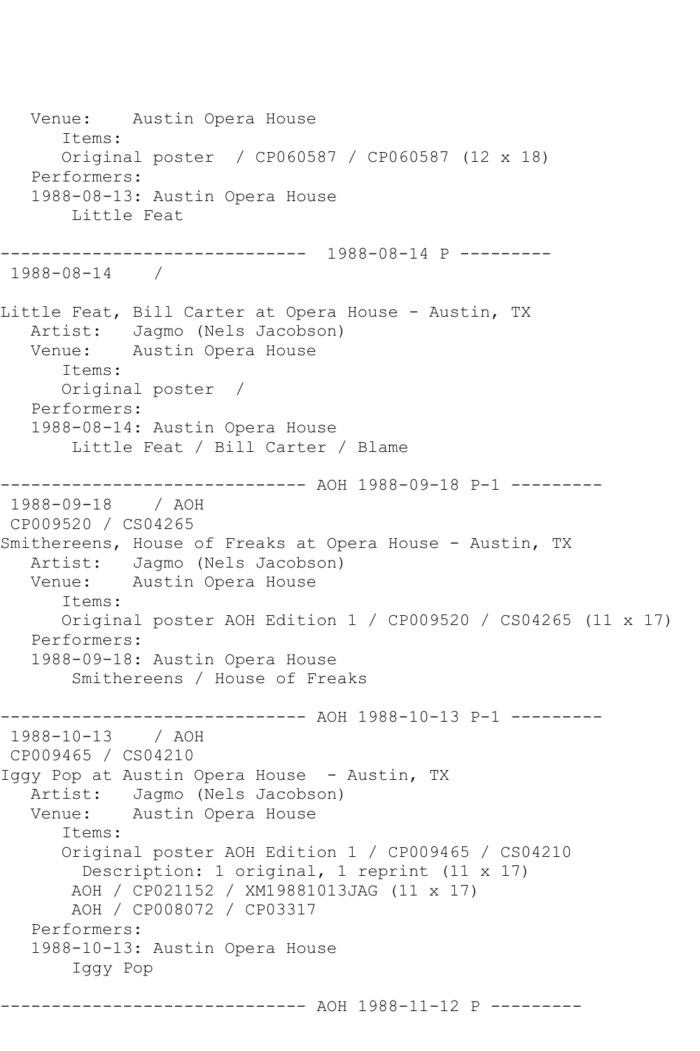```
   Venue:    Austin Opera House
      Items:
      Original poster  / CP060587 / CP060587 (12 x 18)
   Performers:
   1988-08-13: Austin Opera House
       Little Feat

------------------------------  1988-08-14 P ---------
 1988-08-14    /

Little Feat, Bill Carter at Opera House - Austin, TX
   Artist:   Jagmo (Nels Jacobson)
   Venue:    Austin Opera House
      Items:
      Original poster  /
   Performers:
   1988-08-14: Austin Opera House
       Little Feat / Bill Carter / Blame

------------------------------ AOH 1988-09-18 P-1 ---------
 1988-09-18    / AOH
 CP009520 / CS04265
Smithereens, House of Freaks at Opera House - Austin, TX
   Artist:   Jagmo (Nels Jacobson)
   Venue:    Austin Opera House
      Items:
      Original poster AOH Edition 1 / CP009520 / CS04265 (11 x 17)
   Performers:
   1988-09-18: Austin Opera House
       Smithereens / House of Freaks

------------------------------ AOH 1988-10-13 P-1 ---------
 1988-10-13    / AOH
 CP009465 / CS04210
Iggy Pop at Austin Opera House  - Austin, TX
   Artist:   Jagmo (Nels Jacobson)
   Venue:    Austin Opera House
      Items:
      Original poster AOH Edition 1 / CP009465 / CS04210
        Description: 1 original, 1 reprint (11 x 17)
       AOH / CP021152 / XM19881013JAG (11 x 17)
       AOH / CP008072 / CP03317
   Performers:
   1988-10-13: Austin Opera House
       Iggy Pop

------------------------------ AOH 1988-11-12 P ---------
```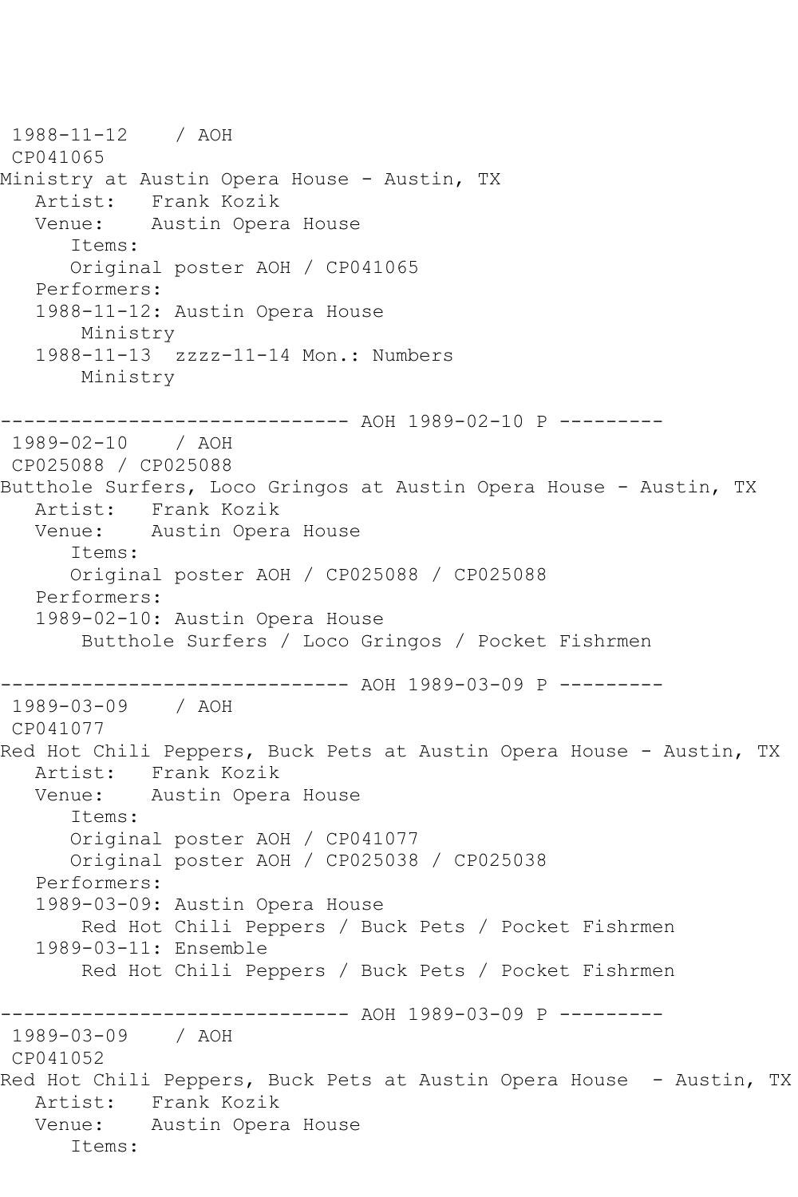```
 1988-11-12    / AOH
 CP041065
Ministry at Austin Opera House - Austin, TX
   Artist:   Frank Kozik
   Venue:    Austin Opera House
      Items:
      Original poster AOH / CP041065
   Performers:
   1988-11-12: Austin Opera House
       Ministry
   1988-11-13  zzzz-11-14 Mon.: Numbers
       Ministry

------------------------------ AOH 1989-02-10 P ---------
 1989-02-10    / AOH
 CP025088 / CP025088
Butthole Surfers, Loco Gringos at Austin Opera House - Austin, TX
   Artist:   Frank Kozik
   Venue:    Austin Opera House
      Items:
      Original poster AOH / CP025088 / CP025088
   Performers:
   1989-02-10: Austin Opera House
       Butthole Surfers / Loco Gringos / Pocket Fishrmen

------------------------------ AOH 1989-03-09 P ---------
 1989-03-09    / AOH
 CP041077
Red Hot Chili Peppers, Buck Pets at Austin Opera House - Austin, TX
   Artist:   Frank Kozik
   Venue:    Austin Opera House
      Items:
      Original poster AOH / CP041077
      Original poster AOH / CP025038 / CP025038
   Performers:
   1989-03-09: Austin Opera House
       Red Hot Chili Peppers / Buck Pets / Pocket Fishrmen
   1989-03-11: Ensemble
       Red Hot Chili Peppers / Buck Pets / Pocket Fishrmen

------------------------------ AOH 1989-03-09 P ---------
 1989-03-09    / AOH
 CP041052
Red Hot Chili Peppers, Buck Pets at Austin Opera House  - Austin, TX
   Artist:   Frank Kozik
   Venue:    Austin Opera House
      Items:
```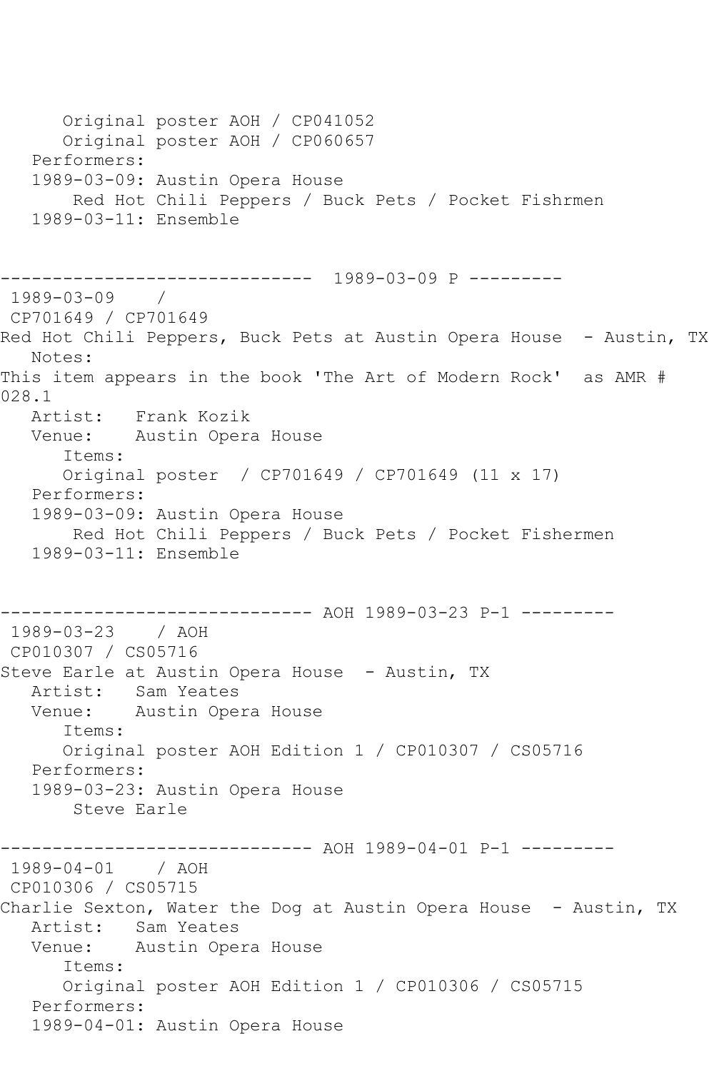```
      Original poster AOH / CP041052
      Original poster AOH / CP060657
   Performers:
   1989-03-09: Austin Opera House
       Red Hot Chili Peppers / Buck Pets / Pocket Fishrmen
   1989-03-11: Ensemble


------------------------------  1989-03-09 P ---------
 1989-03-09    /
 CP701649 / CP701649
Red Hot Chili Peppers, Buck Pets at Austin Opera House  - Austin, TX
   Notes:
This item appears in the book 'The Art of Modern Rock'  as AMR #
028.1
   Artist:   Frank Kozik
   Venue:    Austin Opera House
      Items:
      Original poster  / CP701649 / CP701649 (11 x 17)
   Performers:
   1989-03-09: Austin Opera House
       Red Hot Chili Peppers / Buck Pets / Pocket Fishermen
   1989-03-11: Ensemble


------------------------------ AOH 1989-03-23 P-1 ---------
 1989-03-23    / AOH
 CP010307 / CS05716
Steve Earle at Austin Opera House  - Austin, TX
   Artist:   Sam Yeates
   Venue:    Austin Opera House
      Items:
      Original poster AOH Edition 1 / CP010307 / CS05716
   Performers:
   1989-03-23: Austin Opera House
       Steve Earle

------------------------------ AOH 1989-04-01 P-1 ---------
 1989-04-01    / AOH
 CP010306 / CS05715
Charlie Sexton, Water the Dog at Austin Opera House  - Austin, TX
   Artist:   Sam Yeates
   Venue:    Austin Opera House
      Items:
      Original poster AOH Edition 1 / CP010306 / CS05715
   Performers:
   1989-04-01: Austin Opera House
```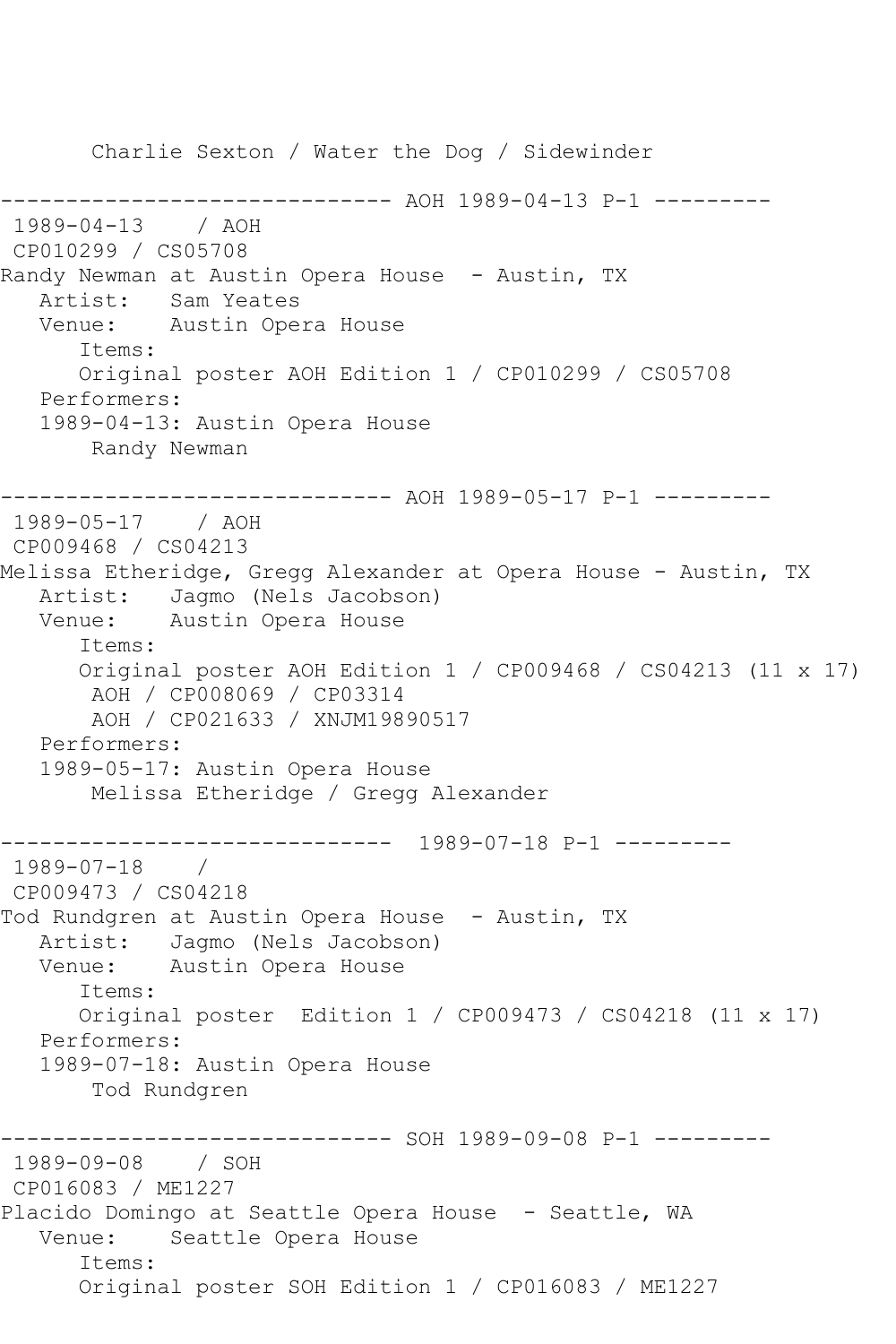Charlie Sexton / Water the Dog / Sidewinder

------------------------------ AOH 1989-04-13 P-1 ---------

1989-04-13 / AOH

CP010299 / CS05708

Randy Newman at Austin Opera House - Austin, TX

Artist: Sam Yeates

Venue: Austin Opera House

Items:

Original poster AOH Edition 1 / CP010299 / CS05708

Performers:

1989-04-13: Austin Opera House

Randy Newman

------------------------------ AOH 1989-05-17 P-1 ---------

1989-05-17 / AOH

CP009468 / CS04213

Melissa Etheridge, Gregg Alexander at Opera House - Austin, TX

Artist: Jagmo (Nels Jacobson)

Venue: Austin Opera House

Items:

Original poster AOH Edition 1 / CP009468 / CS04213 (11 x 17)

AOH / CP008069 / CP03314

AOH / CP021633 / XNJM19890517

Performers:

1989-05-17: Austin Opera House

Melissa Etheridge / Gregg Alexander

------------------------------ 1989-07-18 P-1 ---------

1989-07-18 /

CP009473 / CS04218

Tod Rundgren at Austin Opera House - Austin, TX

Artist: Jagmo (Nels Jacobson)

Venue: Austin Opera House

Items:

Original poster Edition 1 / CP009473 / CS04218 (11 x 17)

Performers:

1989-07-18: Austin Opera House

Tod Rundgren

------------------------------ SOH 1989-09-08 P-1 ---------

1989-09-08 / SOH

CP016083 / ME1227

Placido Domingo at Seattle Opera House - Seattle, WA

Venue: Seattle Opera House

Items:

Original poster SOH Edition 1 / CP016083 / ME1227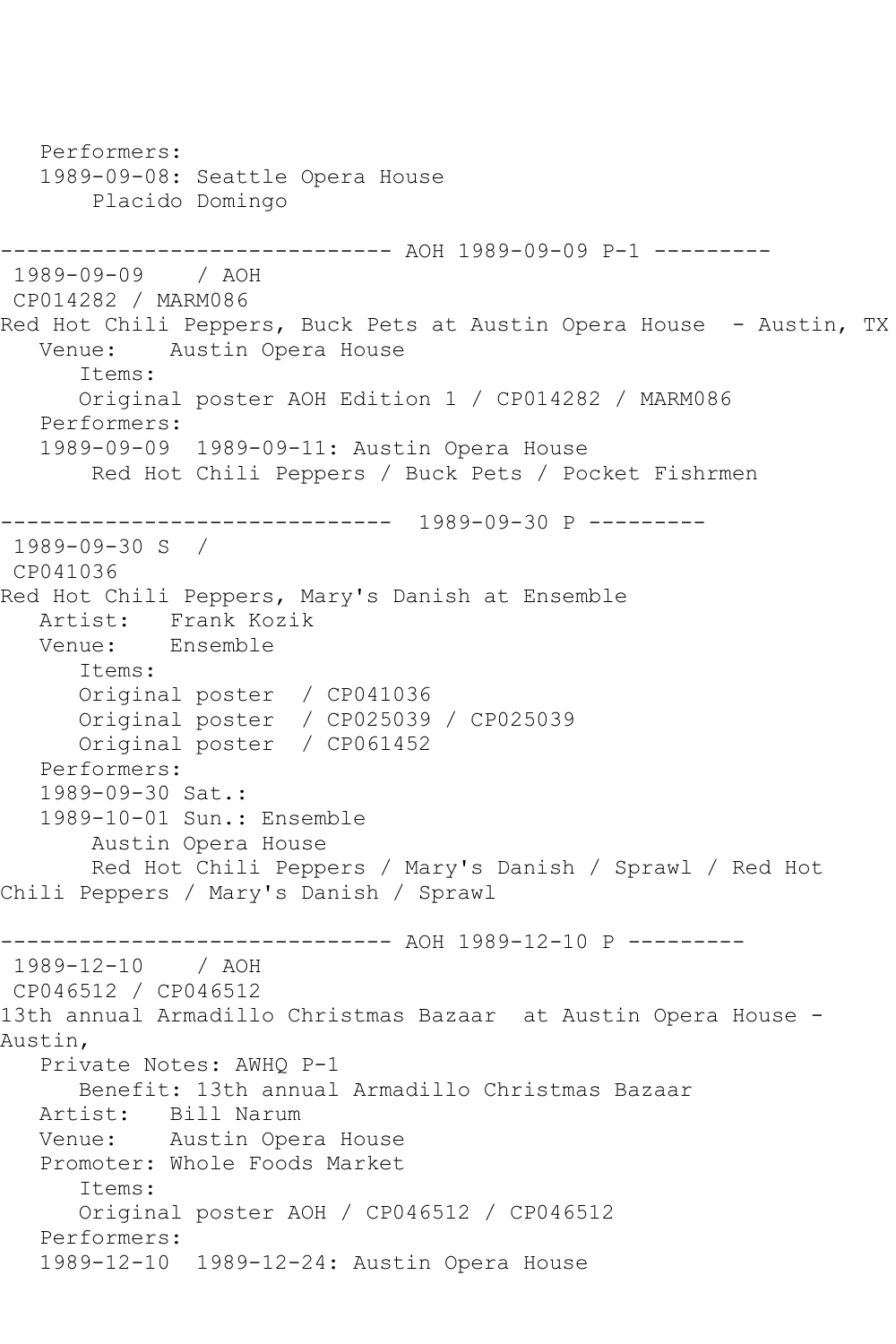```
   Performers:
   1989-09-08: Seattle Opera House
        Placido Domingo

------------------------------ AOH 1989-09-09 P-1 ---------
 1989-09-09    / AOH
 CP014282 / MARM086
Red Hot Chili Peppers, Buck Pets at Austin Opera House  - Austin, TX
   Venue:    Austin Opera House
      Items:
      Original poster AOH Edition 1 / CP014282 / MARM086
   Performers:
   1989-09-09  1989-09-11: Austin Opera House
        Red Hot Chili Peppers / Buck Pets / Pocket Fishrmen

------------------------------  1989-09-30 P ---------
 1989-09-30 S  /
 CP041036
Red Hot Chili Peppers, Mary's Danish at Ensemble
   Artist:   Frank Kozik
   Venue:    Ensemble
      Items:
      Original poster  / CP041036
      Original poster  / CP025039 / CP025039
      Original poster  / CP061452
   Performers:
   1989-09-30 Sat.:
   1989-10-01 Sun.: Ensemble
        Austin Opera House
        Red Hot Chili Peppers / Mary's Danish / Sprawl / Red Hot
Chili Peppers / Mary's Danish / Sprawl

------------------------------ AOH 1989-12-10 P ---------
 1989-12-10    / AOH
 CP046512 / CP046512
13th annual Armadillo Christmas Bazaar  at Austin Opera House -
Austin,
   Private Notes: AWHQ P-1
      Benefit: 13th annual Armadillo Christmas Bazaar
   Artist:   Bill Narum
   Venue:    Austin Opera House
   Promoter: Whole Foods Market
      Items:
      Original poster AOH / CP046512 / CP046512
   Performers:
   1989-12-10  1989-12-24: Austin Opera House
```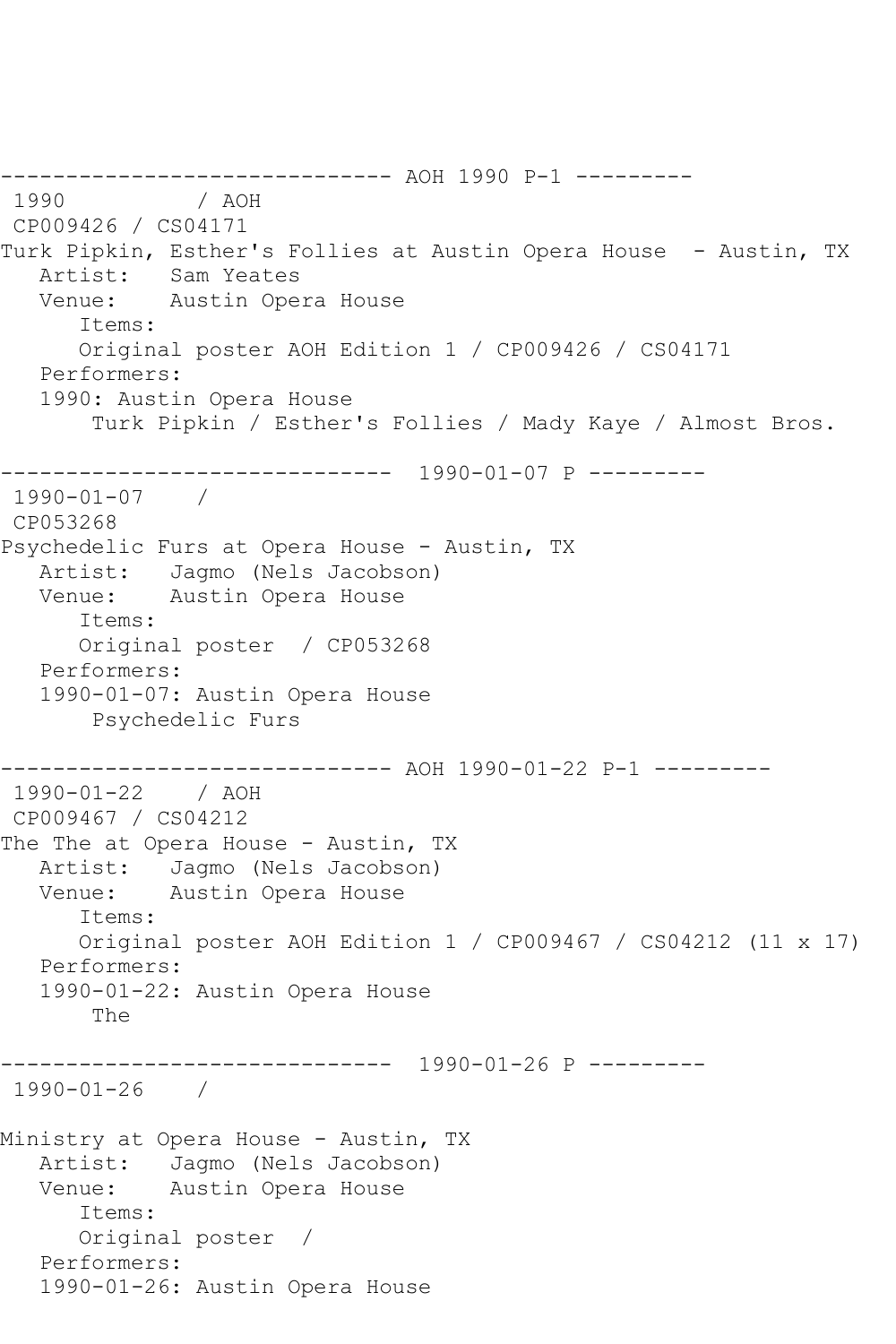```
------------------------------ AOH 1990 P-1 ---------
 1990          / AOH
 CP009426 / CS04171
Turk Pipkin, Esther's Follies at Austin Opera House  - Austin, TX
   Artist:   Sam Yeates
   Venue:    Austin Opera House
      Items:
      Original poster AOH Edition 1 / CP009426 / CS04171
   Performers:
   1990: Austin Opera House
       Turk Pipkin / Esther's Follies / Mady Kaye / Almost Bros.

------------------------------  1990-01-07 P ---------
 1990-01-07    /
 CP053268
Psychedelic Furs at Opera House - Austin, TX
   Artist:   Jagmo (Nels Jacobson)
   Venue:    Austin Opera House
      Items:
      Original poster  / CP053268
   Performers:
   1990-01-07: Austin Opera House
       Psychedelic Furs

------------------------------ AOH 1990-01-22 P-1 ---------
 1990-01-22    / AOH
 CP009467 / CS04212
The The at Opera House - Austin, TX
   Artist:   Jagmo (Nels Jacobson)
   Venue:    Austin Opera House
      Items:
      Original poster AOH Edition 1 / CP009467 / CS04212 (11 x 17)
   Performers:
   1990-01-22: Austin Opera House
       The

------------------------------  1990-01-26 P ---------
 1990-01-26    /

Ministry at Opera House - Austin, TX
   Artist:   Jagmo (Nels Jacobson)
   Venue:    Austin Opera House
      Items:
      Original poster  /
   Performers:
   1990-01-26: Austin Opera House
```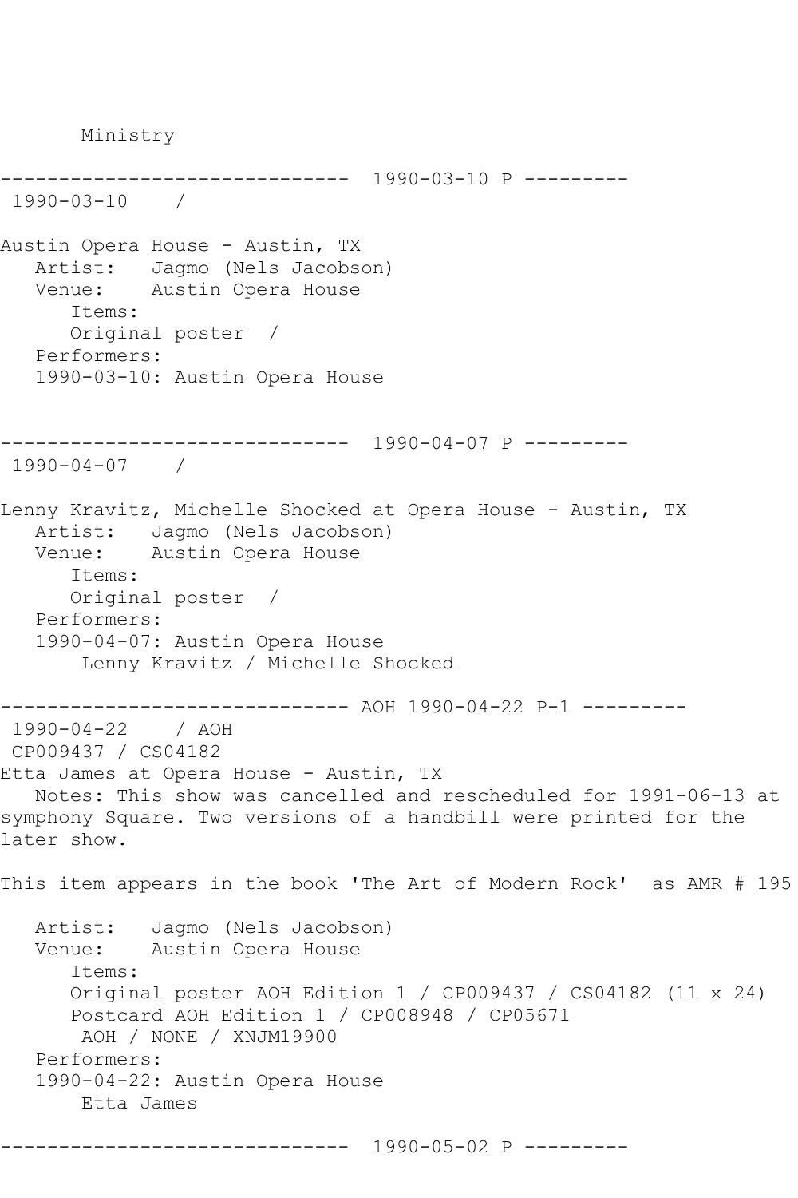Ministry

------------------------------ 1990-03-10 P ---------
1990-03-10 /

Austin Opera House - Austin, TX
Artist: Jagmo (Nels Jacobson)
Venue: Austin Opera House
Items:
Original poster /
Performers:
1990-03-10: Austin Opera House

------------------------------ 1990-04-07 P ---------
1990-04-07 /

Lenny Kravitz, Michelle Shocked at Opera House - Austin, TX
Artist: Jagmo (Nels Jacobson)
Venue: Austin Opera House
Items:
Original poster /
Performers:
1990-04-07: Austin Opera House
Lenny Kravitz / Michelle Shocked

------------------------------ AOH 1990-04-22 P-1 ---------
1990-04-22 / AOH
CP009437 / CS04182
Etta James at Opera House - Austin, TX
Notes: This show was cancelled and rescheduled for 1991-06-13 at symphony Square. Two versions of a handbill were printed for the later show.

This item appears in the book 'The Art of Modern Rock' as AMR # 195

Artist: Jagmo (Nels Jacobson)
Venue: Austin Opera House
Items:
Original poster AOH Edition 1 / CP009437 / CS04182 (11 x 24)
Postcard AOH Edition 1 / CP008948 / CP05671
AOH / NONE / XNJM19900
Performers:
1990-04-22: Austin Opera House
Etta James

------------------------------ 1990-05-02 P ---------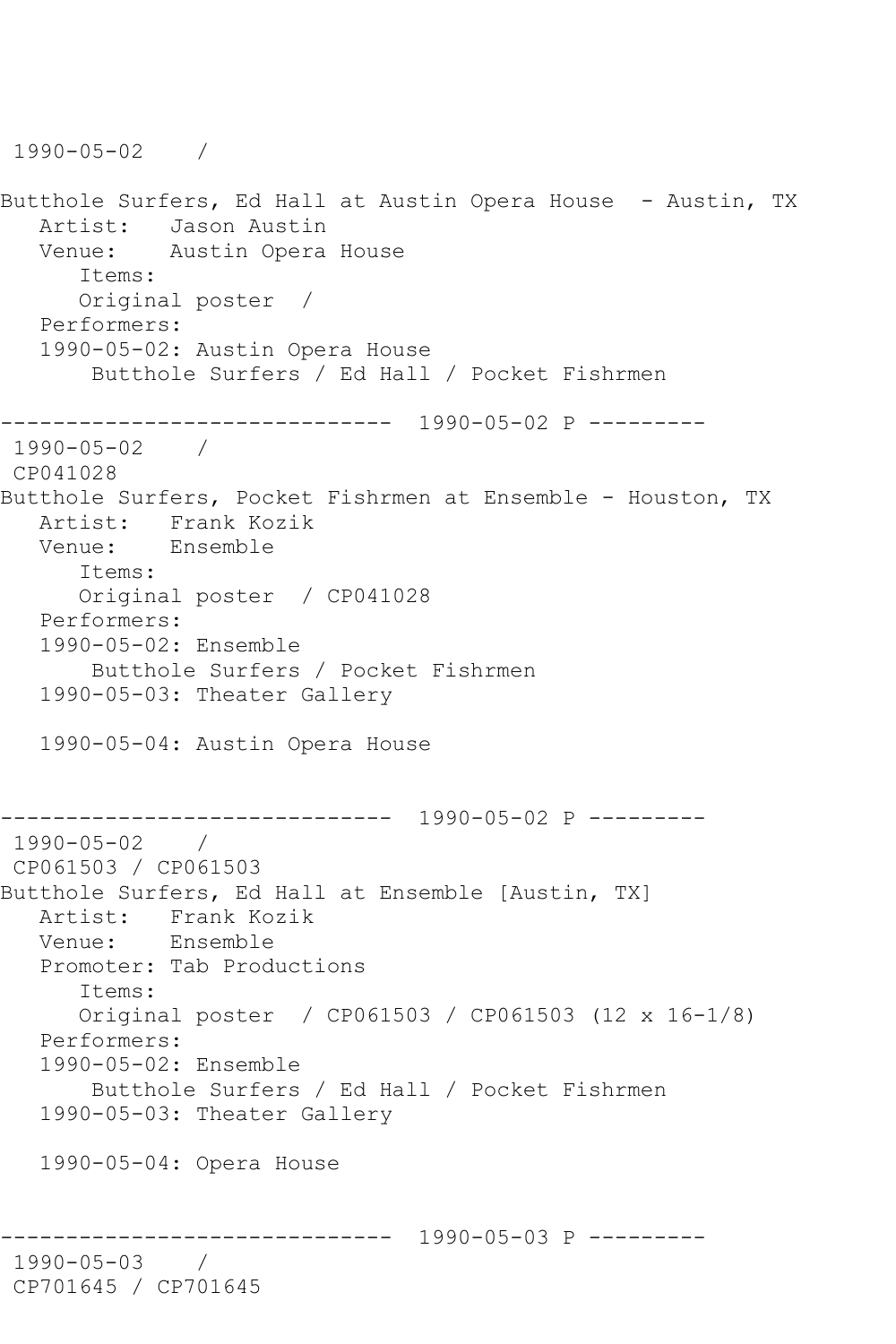1990-05-02 /

Butthole Surfers, Ed Hall at Austin Opera House - Austin, TX
Artist: Jason Austin
Venue: Austin Opera House
Items:
Original poster /
Performers:
1990-05-02: Austin Opera House
Butthole Surfers / Ed Hall / Pocket Fishrmen

------------------------------ 1990-05-02 P ---------
1990-05-02 /
CP041028
Butthole Surfers, Pocket Fishrmen at Ensemble - Houston, TX
Artist: Frank Kozik
Venue: Ensemble
Items:
Original poster / CP041028
Performers:
1990-05-02: Ensemble
Butthole Surfers / Pocket Fishrmen
1990-05-03: Theater Gallery

1990-05-04: Austin Opera House

------------------------------ 1990-05-02 P ---------
1990-05-02 /
CP061503 / CP061503
Butthole Surfers, Ed Hall at Ensemble [Austin, TX]
Artist: Frank Kozik
Venue: Ensemble
Promoter: Tab Productions
Items:
Original poster / CP061503 / CP061503 (12 x 16-1/8)
Performers:
1990-05-02: Ensemble
Butthole Surfers / Ed Hall / Pocket Fishrmen
1990-05-03: Theater Gallery

1990-05-04: Opera House

------------------------------ 1990-05-03 P ---------
1990-05-03 /
CP701645 / CP701645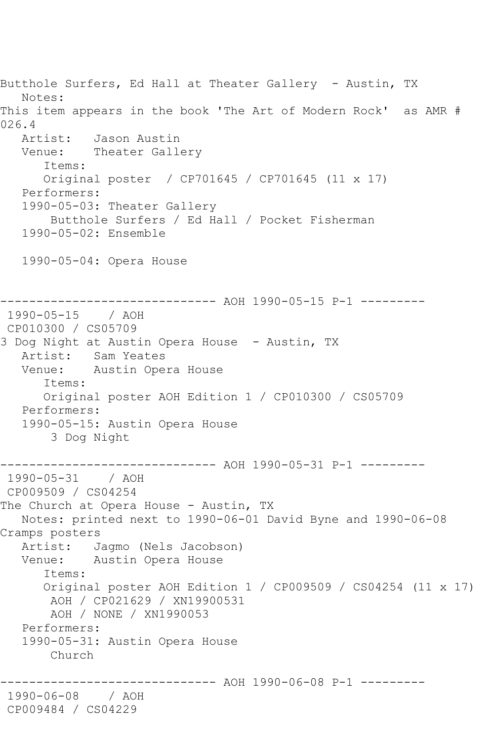```
Butthole Surfers, Ed Hall at Theater Gallery  - Austin, TX
   Notes:
This item appears in the book 'The Art of Modern Rock'  as AMR #
026.4
   Artist:   Jason Austin
   Venue:    Theater Gallery
      Items:
      Original poster  / CP701645 / CP701645 (11 x 17)
   Performers:
   1990-05-03: Theater Gallery
       Butthole Surfers / Ed Hall / Pocket Fisherman
   1990-05-02: Ensemble

   1990-05-04: Opera House


------------------------------ AOH 1990-05-15 P-1 ---------
 1990-05-15    / AOH
 CP010300 / CS05709
3 Dog Night at Austin Opera House  - Austin, TX
   Artist:   Sam Yeates
   Venue:    Austin Opera House
      Items:
      Original poster AOH Edition 1 / CP010300 / CS05709
   Performers:
   1990-05-15: Austin Opera House
       3 Dog Night

------------------------------ AOH 1990-05-31 P-1 ---------
 1990-05-31    / AOH
 CP009509 / CS04254
The Church at Opera House - Austin, TX
   Notes: printed next to 1990-06-01 David Byne and 1990-06-08
Cramps posters
   Artist:   Jagmo (Nels Jacobson)
   Venue:    Austin Opera House
      Items:
      Original poster AOH Edition 1 / CP009509 / CS04254 (11 x 17)
       AOH / CP021629 / XN19900531
       AOH / NONE / XN1990053
   Performers:
   1990-05-31: Austin Opera House
       Church

------------------------------ AOH 1990-06-08 P-1 ---------
 1990-06-08    / AOH
 CP009484 / CS04229
```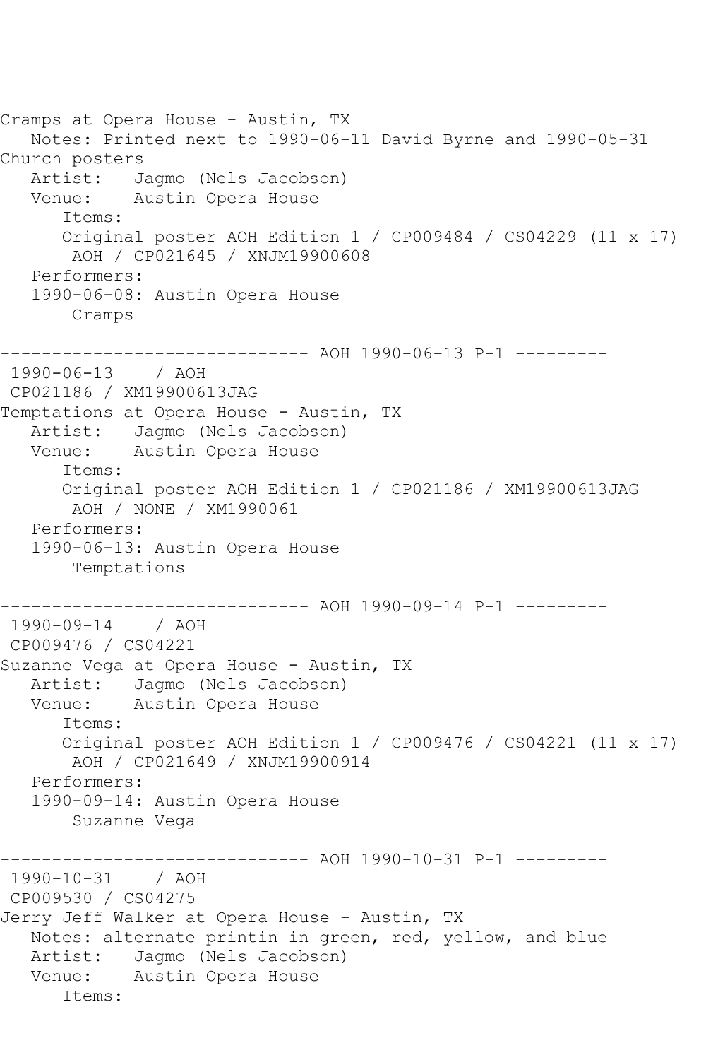Cramps at Opera House - Austin, TX
   Notes: Printed next to 1990-06-11 David Byrne and 1990-05-31 Church posters
   Artist:   Jagmo (Nels Jacobson)
   Venue:    Austin Opera House
      Items:
      Original poster AOH Edition 1 / CP009484 / CS04229 (11 x 17)
       AOH / CP021645 / XNJM19900608
   Performers:
   1990-06-08: Austin Opera House
       Cramps

------------------------------ AOH 1990-06-13 P-1 ---------
 1990-06-13    / AOH
 CP021186 / XM19900613JAG
Temptations at Opera House - Austin, TX
   Artist:   Jagmo (Nels Jacobson)
   Venue:    Austin Opera House
      Items:
      Original poster AOH Edition 1 / CP021186 / XM19900613JAG
       AOH / NONE / XM1990061
   Performers:
   1990-06-13: Austin Opera House
       Temptations

------------------------------ AOH 1990-09-14 P-1 ---------
 1990-09-14    / AOH
 CP009476 / CS04221
Suzanne Vega at Opera House - Austin, TX
   Artist:   Jagmo (Nels Jacobson)
   Venue:    Austin Opera House
      Items:
      Original poster AOH Edition 1 / CP009476 / CS04221 (11 x 17)
       AOH / CP021649 / XNJM19900914
   Performers:
   1990-09-14: Austin Opera House
       Suzanne Vega

------------------------------ AOH 1990-10-31 P-1 ---------
 1990-10-31    / AOH
 CP009530 / CS04275
Jerry Jeff Walker at Opera House - Austin, TX
   Notes: alternate printin in green, red, yellow, and blue
   Artist:   Jagmo (Nels Jacobson)
   Venue:    Austin Opera House
      Items: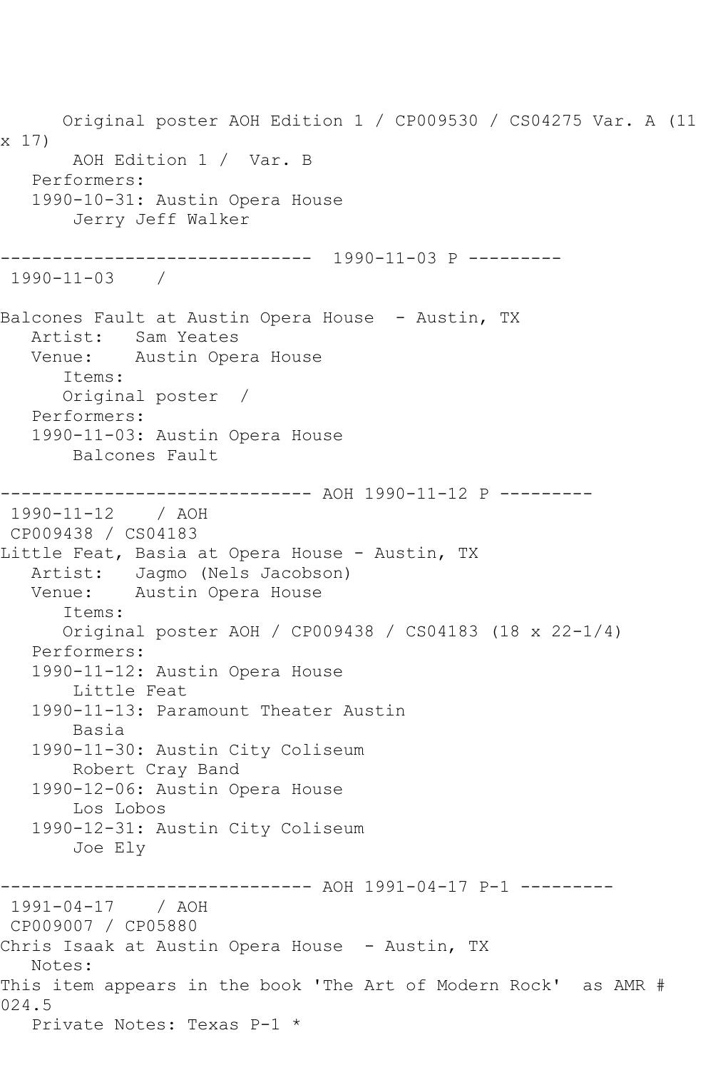Original poster AOH Edition 1 / CP009530 / CS04275 Var. A (11 x 17)
AOH Edition 1 / Var. B
Performers:
1990-10-31: Austin Opera House
Jerry Jeff Walker

------------------------------ 1990-11-03 P ---------
1990-11-03 /

Balcones Fault at Austin Opera House - Austin, TX
Artist: Sam Yeates
Venue: Austin Opera House
Items:
Original poster /
Performers:
1990-11-03: Austin Opera House
Balcones Fault

------------------------------ AOH 1990-11-12 P ---------
1990-11-12 / AOH
CP009438 / CS04183
Little Feat, Basia at Opera House - Austin, TX
Artist: Jagmo (Nels Jacobson)
Venue: Austin Opera House
Items:
Original poster AOH / CP009438 / CS04183 (18 x 22-1/4)
Performers:
1990-11-12: Austin Opera House
Little Feat
1990-11-13: Paramount Theater Austin
Basia
1990-11-30: Austin City Coliseum
Robert Cray Band
1990-12-06: Austin Opera House
Los Lobos
1990-12-31: Austin City Coliseum
Joe Ely

------------------------------ AOH 1991-04-17 P-1 ---------
1991-04-17 / AOH
CP009007 / CP05880
Chris Isaak at Austin Opera House - Austin, TX
Notes:
This item appears in the book 'The Art of Modern Rock' as AMR # 024.5
Private Notes: Texas P-1 *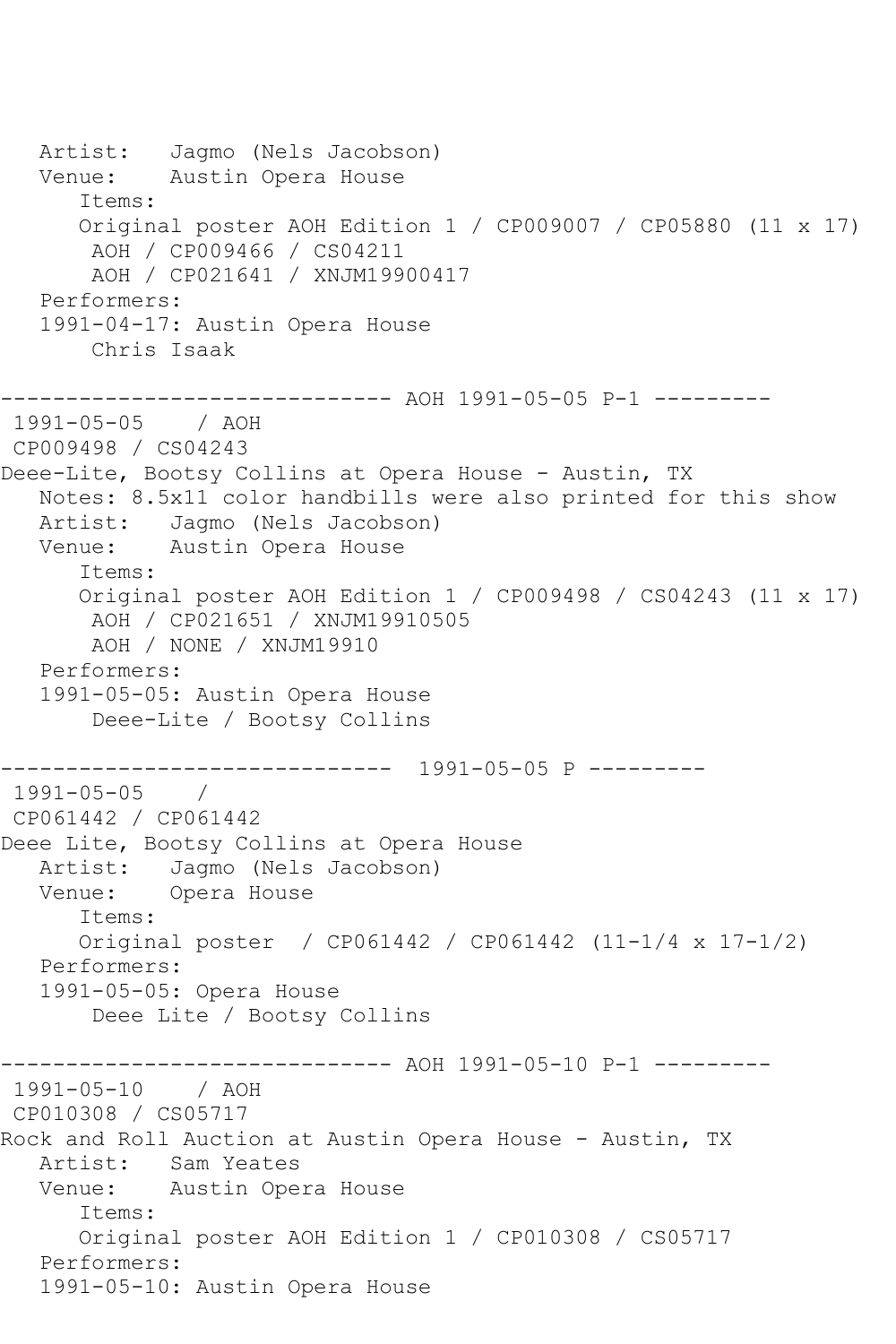```
   Artist:   Jagmo (Nels Jacobson)
   Venue:    Austin Opera House
      Items:
      Original poster AOH Edition 1 / CP009007 / CP05880 (11 x 17)
       AOH / CP009466 / CS04211
       AOH / CP021641 / XNJM19900417
   Performers:
   1991-04-17: Austin Opera House
       Chris Isaak

------------------------------ AOH 1991-05-05 P-1 ---------
 1991-05-05    / AOH
 CP009498 / CS04243
Deee-Lite, Bootsy Collins at Opera House - Austin, TX
   Notes: 8.5x11 color handbills were also printed for this show
   Artist:   Jagmo (Nels Jacobson)
   Venue:    Austin Opera House
      Items:
      Original poster AOH Edition 1 / CP009498 / CS04243 (11 x 17)
       AOH / CP021651 / XNJM19910505
       AOH / NONE / XNJM19910
   Performers:
   1991-05-05: Austin Opera House
       Deee-Lite / Bootsy Collins

------------------------------  1991-05-05 P ---------
 1991-05-05    /
 CP061442 / CP061442
Deee Lite, Bootsy Collins at Opera House
   Artist:   Jagmo (Nels Jacobson)
   Venue:    Opera House
      Items:
      Original poster  / CP061442 / CP061442 (11-1/4 x 17-1/2)
   Performers:
   1991-05-05: Opera House
       Deee Lite / Bootsy Collins

------------------------------ AOH 1991-05-10 P-1 ---------
 1991-05-10    / AOH
 CP010308 / CS05717
Rock and Roll Auction at Austin Opera House - Austin, TX
   Artist:   Sam Yeates
   Venue:    Austin Opera House
      Items:
      Original poster AOH Edition 1 / CP010308 / CS05717
   Performers:
   1991-05-10: Austin Opera House
```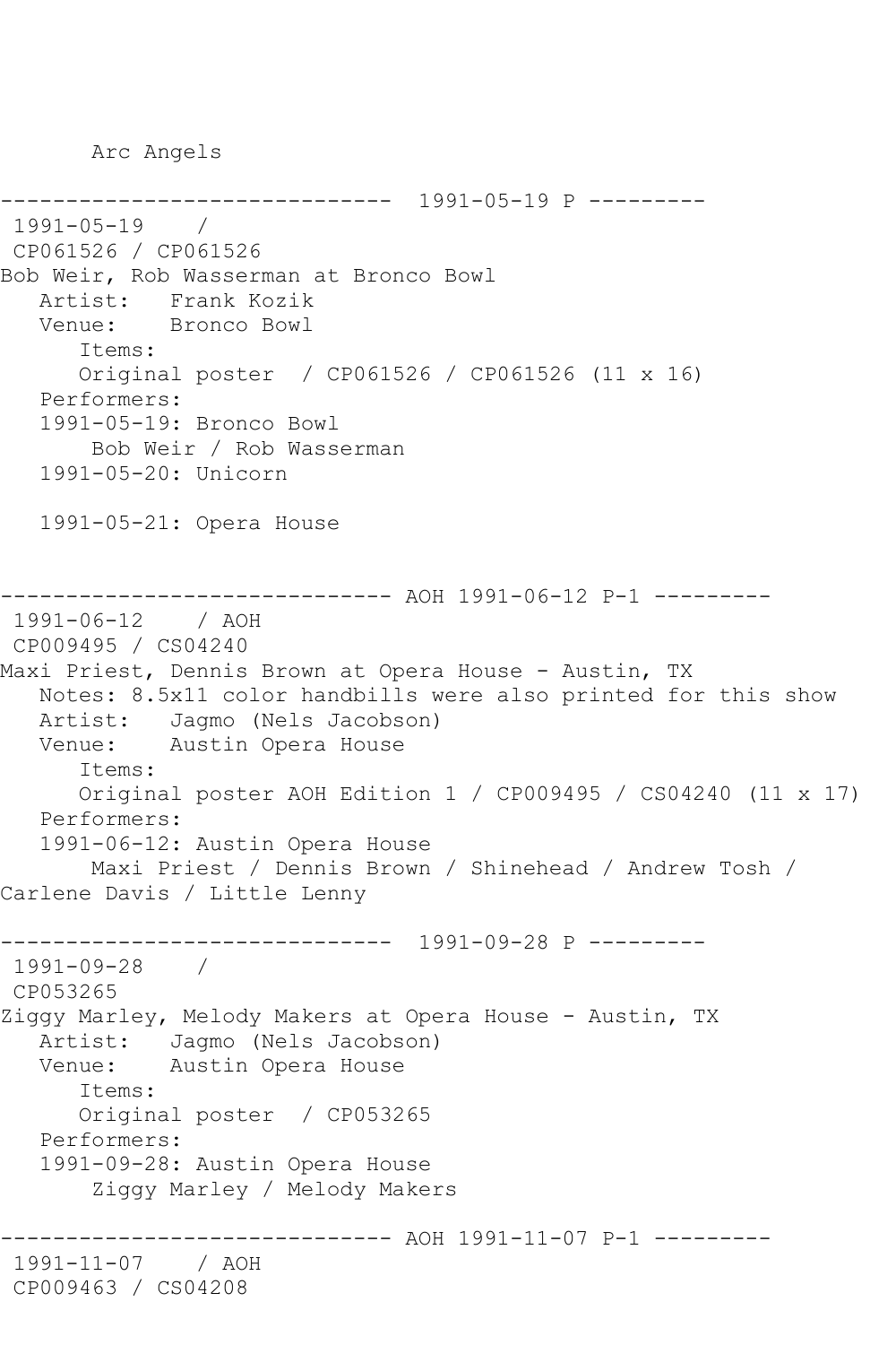Arc Angels

------------------------------ 1991-05-19 P ---------
1991-05-19 /
CP061526 / CP061526
Bob Weir, Rob Wasserman at Bronco Bowl
Artist: Frank Kozik
Venue: Bronco Bowl
Items:
Original poster / CP061526 / CP061526 (11 x 16)
Performers:
1991-05-19: Bronco Bowl
Bob Weir / Rob Wasserman
1991-05-20: Unicorn

1991-05-21: Opera House

------------------------------ AOH 1991-06-12 P-1 ---------
1991-06-12 / AOH
CP009495 / CS04240
Maxi Priest, Dennis Brown at Opera House - Austin, TX
Notes: 8.5x11 color handbills were also printed for this show
Artist: Jagmo (Nels Jacobson)
Venue: Austin Opera House
Items:
Original poster AOH Edition 1 / CP009495 / CS04240 (11 x 17)
Performers:
1991-06-12: Austin Opera House
Maxi Priest / Dennis Brown / Shinehead / Andrew Tosh / Carlene Davis / Little Lenny

------------------------------ 1991-09-28 P ---------
1991-09-28 /
CP053265
Ziggy Marley, Melody Makers at Opera House - Austin, TX
Artist: Jagmo (Nels Jacobson)
Venue: Austin Opera House
Items:
Original poster / CP053265
Performers:
1991-09-28: Austin Opera House
Ziggy Marley / Melody Makers

------------------------------ AOH 1991-11-07 P-1 ---------
1991-11-07 / AOH
CP009463 / CS04208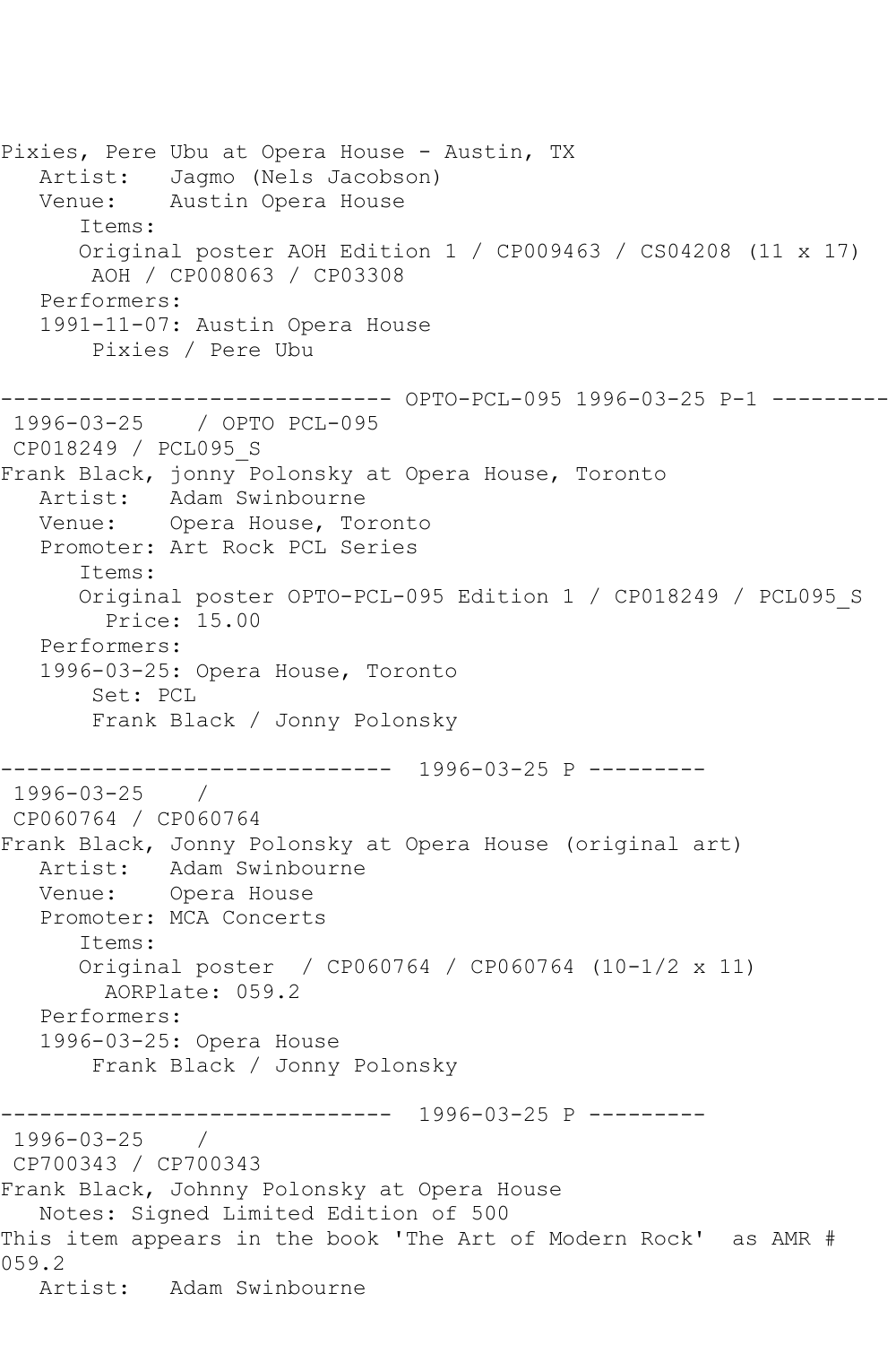Pixies, Pere Ubu at Opera House - Austin, TX
   Artist:   Jagmo (Nels Jacobson)
   Venue:    Austin Opera House
      Items:
      Original poster AOH Edition 1 / CP009463 / CS04208 (11 x 17)
       AOH / CP008063 / CP03308
   Performers:
   1991-11-07: Austin Opera House
       Pixies / Pere Ubu

------------------------------ OPTO-PCL-095 1996-03-25 P-1 ---------
 1996-03-25    / OPTO PCL-095
 CP018249 / PCL095_S
Frank Black, jonny Polonsky at Opera House, Toronto
   Artist:   Adam Swinbourne
   Venue:    Opera House, Toronto
   Promoter: Art Rock PCL Series
      Items:
      Original poster OPTO-PCL-095 Edition 1 / CP018249 / PCL095_S
        Price: 15.00
   Performers:
   1996-03-25: Opera House, Toronto
       Set: PCL
       Frank Black / Jonny Polonsky

------------------------------  1996-03-25 P ---------
 1996-03-25    /
 CP060764 / CP060764
Frank Black, Jonny Polonsky at Opera House (original art)
   Artist:   Adam Swinbourne
   Venue:    Opera House
   Promoter: MCA Concerts
      Items:
      Original poster  / CP060764 / CP060764 (10-1/2 x 11)
        AORPlate: 059.2
   Performers:
   1996-03-25: Opera House
       Frank Black / Jonny Polonsky

------------------------------  1996-03-25 P ---------
 1996-03-25    /
 CP700343 / CP700343
Frank Black, Johnny Polonsky at Opera House
   Notes: Signed Limited Edition of 500
This item appears in the book 'The Art of Modern Rock'  as AMR # 059.2
   Artist:   Adam Swinbourne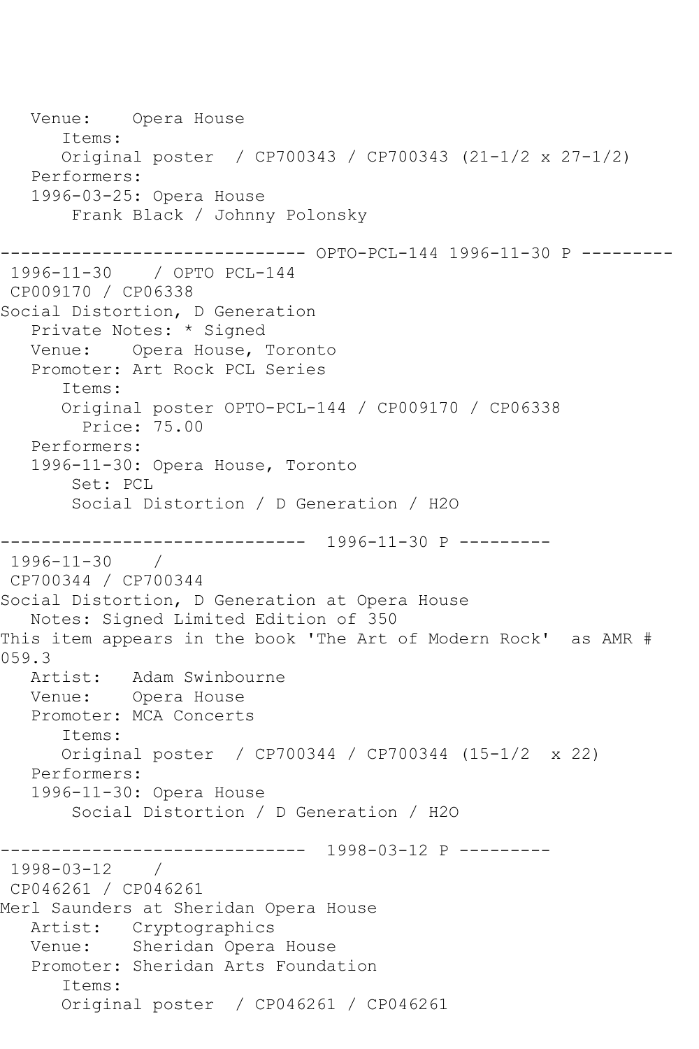```
   Venue:    Opera House
      Items:
      Original poster  / CP700343 / CP700343 (21-1/2 x 27-1/2)
   Performers:
   1996-03-25: Opera House
       Frank Black / Johnny Polonsky

------------------------------ OPTO-PCL-144 1996-11-30 P ---------
 1996-11-30    / OPTO PCL-144
 CP009170 / CP06338
Social Distortion, D Generation
   Private Notes: * Signed
   Venue:    Opera House, Toronto
   Promoter: Art Rock PCL Series
      Items:
      Original poster OPTO-PCL-144 / CP009170 / CP06338
        Price: 75.00
   Performers:
   1996-11-30: Opera House, Toronto
       Set: PCL
       Social Distortion / D Generation / H2O

------------------------------  1996-11-30 P ---------
 1996-11-30    /
 CP700344 / CP700344
Social Distortion, D Generation at Opera House
   Notes: Signed Limited Edition of 350
This item appears in the book 'The Art of Modern Rock'  as AMR #
059.3
   Artist:   Adam Swinbourne
   Venue:    Opera House
   Promoter: MCA Concerts
      Items:
      Original poster  / CP700344 / CP700344 (15-1/2  x 22)
   Performers:
   1996-11-30: Opera House
       Social Distortion / D Generation / H2O

------------------------------  1998-03-12 P ---------
 1998-03-12    /
 CP046261 / CP046261
Merl Saunders at Sheridan Opera House
   Artist:   Cryptographics
   Venue:    Sheridan Opera House
   Promoter: Sheridan Arts Foundation
      Items:
      Original poster  / CP046261 / CP046261
```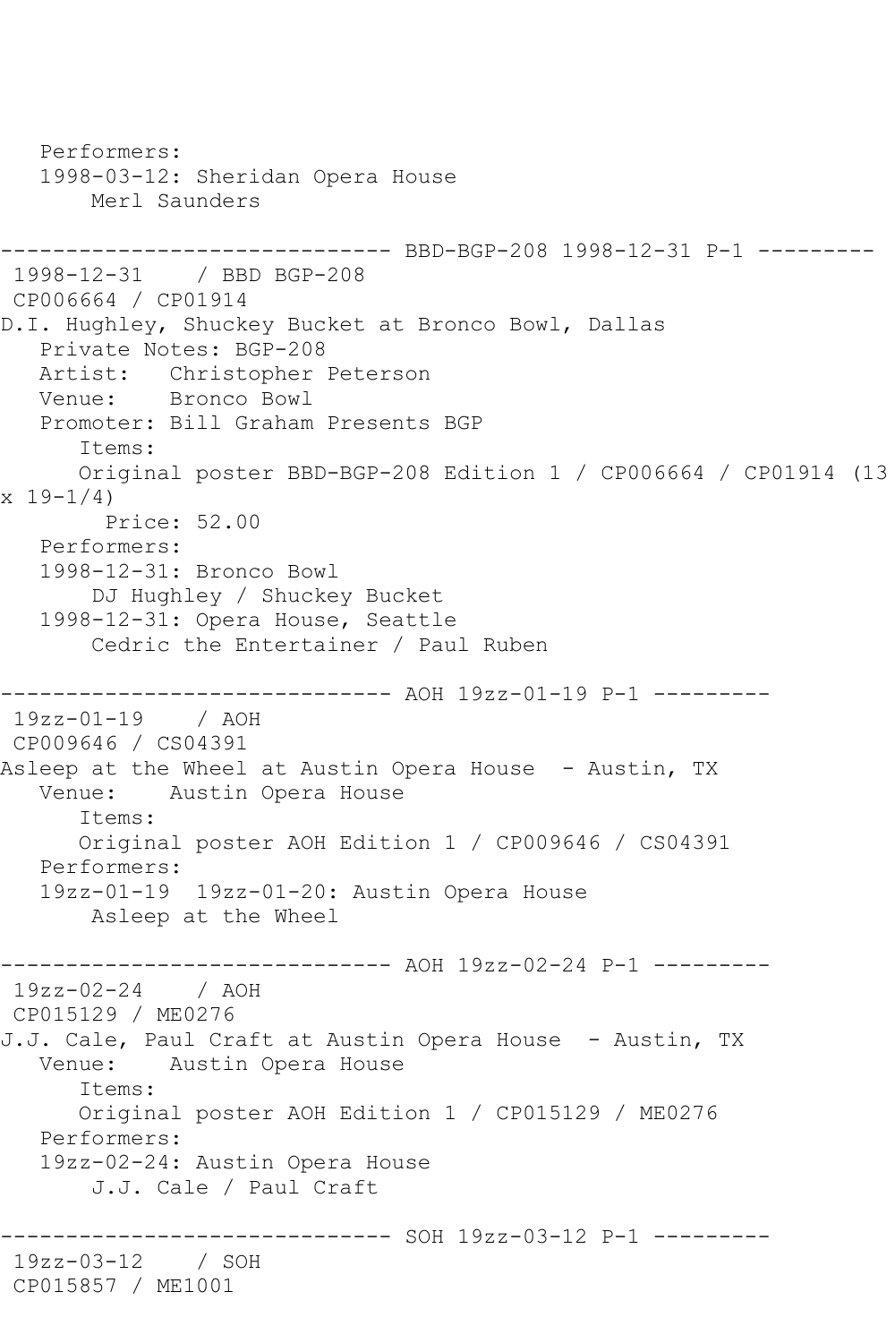```
   Performers:
   1998-03-12: Sheridan Opera House
       Merl Saunders

------------------------------ BBD-BGP-208 1998-12-31 P-1 ---------
 1998-12-31    / BBD BGP-208
 CP006664 / CP01914
D.I. Hughley, Shuckey Bucket at Bronco Bowl, Dallas
   Private Notes: BGP-208
   Artist:   Christopher Peterson
   Venue:    Bronco Bowl
   Promoter: Bill Graham Presents BGP
      Items:
      Original poster BBD-BGP-208 Edition 1 / CP006664 / CP01914 (13
x 19-1/4)
        Price: 52.00
   Performers:
   1998-12-31: Bronco Bowl
       DJ Hughley / Shuckey Bucket
   1998-12-31: Opera House, Seattle
       Cedric the Entertainer / Paul Ruben

------------------------------ AOH 19zz-01-19 P-1 ---------
 19zz-01-19    / AOH
 CP009646 / CS04391
Asleep at the Wheel at Austin Opera House  - Austin, TX
   Venue:    Austin Opera House
      Items:
      Original poster AOH Edition 1 / CP009646 / CS04391
   Performers:
   19zz-01-19  19zz-01-20: Austin Opera House
       Asleep at the Wheel

------------------------------ AOH 19zz-02-24 P-1 ---------
 19zz-02-24    / AOH
 CP015129 / ME0276
J.J. Cale, Paul Craft at Austin Opera House  - Austin, TX
   Venue:    Austin Opera House
      Items:
      Original poster AOH Edition 1 / CP015129 / ME0276
   Performers:
   19zz-02-24: Austin Opera House
       J.J. Cale / Paul Craft

------------------------------ SOH 19zz-03-12 P-1 ---------
 19zz-03-12    / SOH
 CP015857 / ME1001
```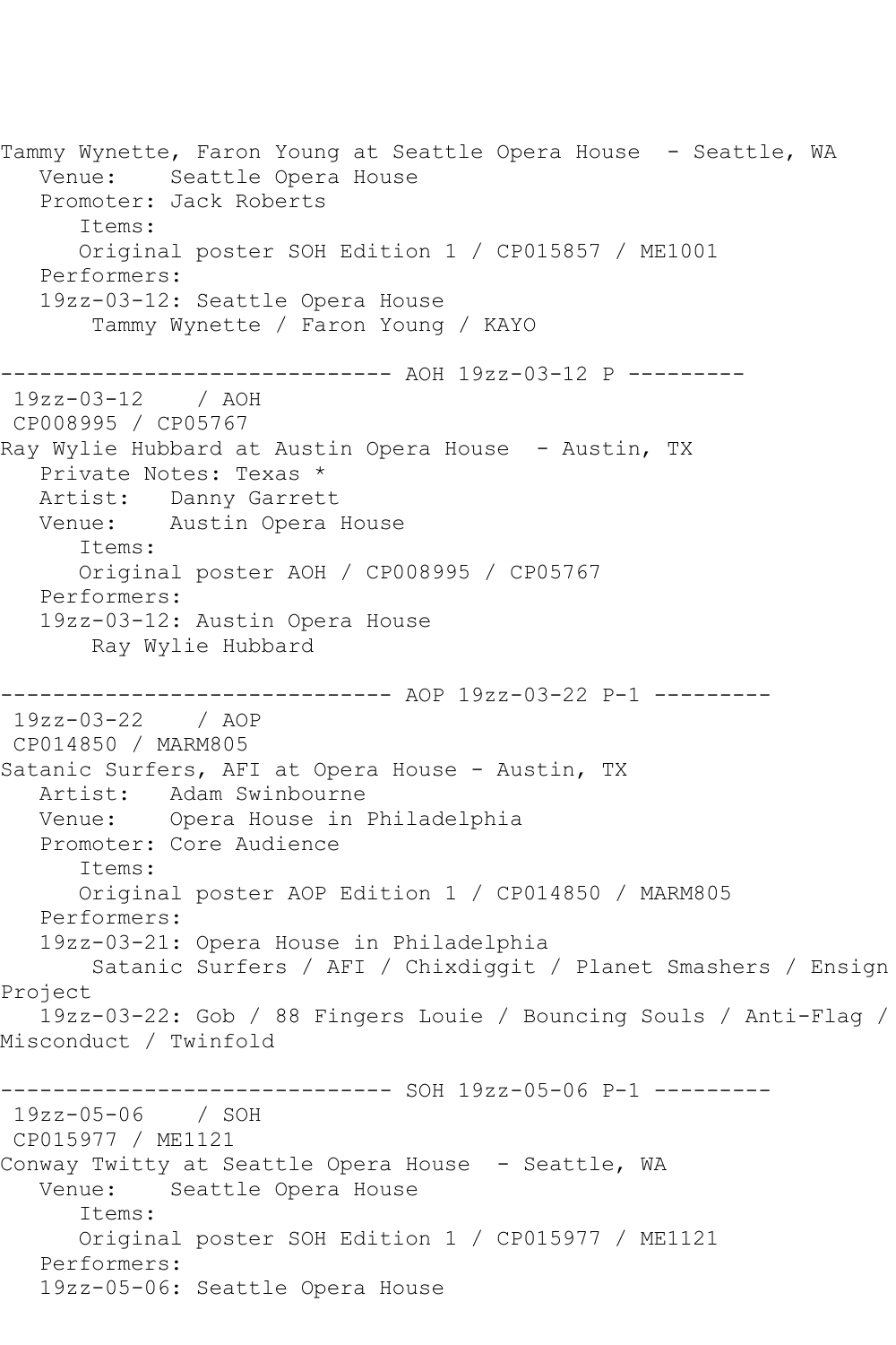```
Tammy Wynette, Faron Young at Seattle Opera House  - Seattle, WA
   Venue:    Seattle Opera House
   Promoter: Jack Roberts
      Items:
      Original poster SOH Edition 1 / CP015857 / ME1001
   Performers:
   19zz-03-12: Seattle Opera House
       Tammy Wynette / Faron Young / KAYO

------------------------------ AOH 19zz-03-12 P ---------
 19zz-03-12    / AOH
 CP008995 / CP05767
Ray Wylie Hubbard at Austin Opera House  - Austin, TX
   Private Notes: Texas *
   Artist:   Danny Garrett
   Venue:    Austin Opera House
      Items:
      Original poster AOH / CP008995 / CP05767
   Performers:
   19zz-03-12: Austin Opera House
       Ray Wylie Hubbard

------------------------------ AOP 19zz-03-22 P-1 ---------
 19zz-03-22    / AOP
 CP014850 / MARM805
Satanic Surfers, AFI at Opera House - Austin, TX
   Artist:   Adam Swinbourne
   Venue:    Opera House in Philadelphia
   Promoter: Core Audience
      Items:
      Original poster AOP Edition 1 / CP014850 / MARM805
   Performers:
   19zz-03-21: Opera House in Philadelphia
       Satanic Surfers / AFI / Chixdiggit / Planet Smashers / Ensign
Project
   19zz-03-22: Gob / 88 Fingers Louie / Bouncing Souls / Anti-Flag /
Misconduct / Twinfold

------------------------------ SOH 19zz-05-06 P-1 ---------
 19zz-05-06    / SOH
 CP015977 / ME1121
Conway Twitty at Seattle Opera House  - Seattle, WA
   Venue:    Seattle Opera House
      Items:
      Original poster SOH Edition 1 / CP015977 / ME1121
   Performers:
   19zz-05-06: Seattle Opera House
```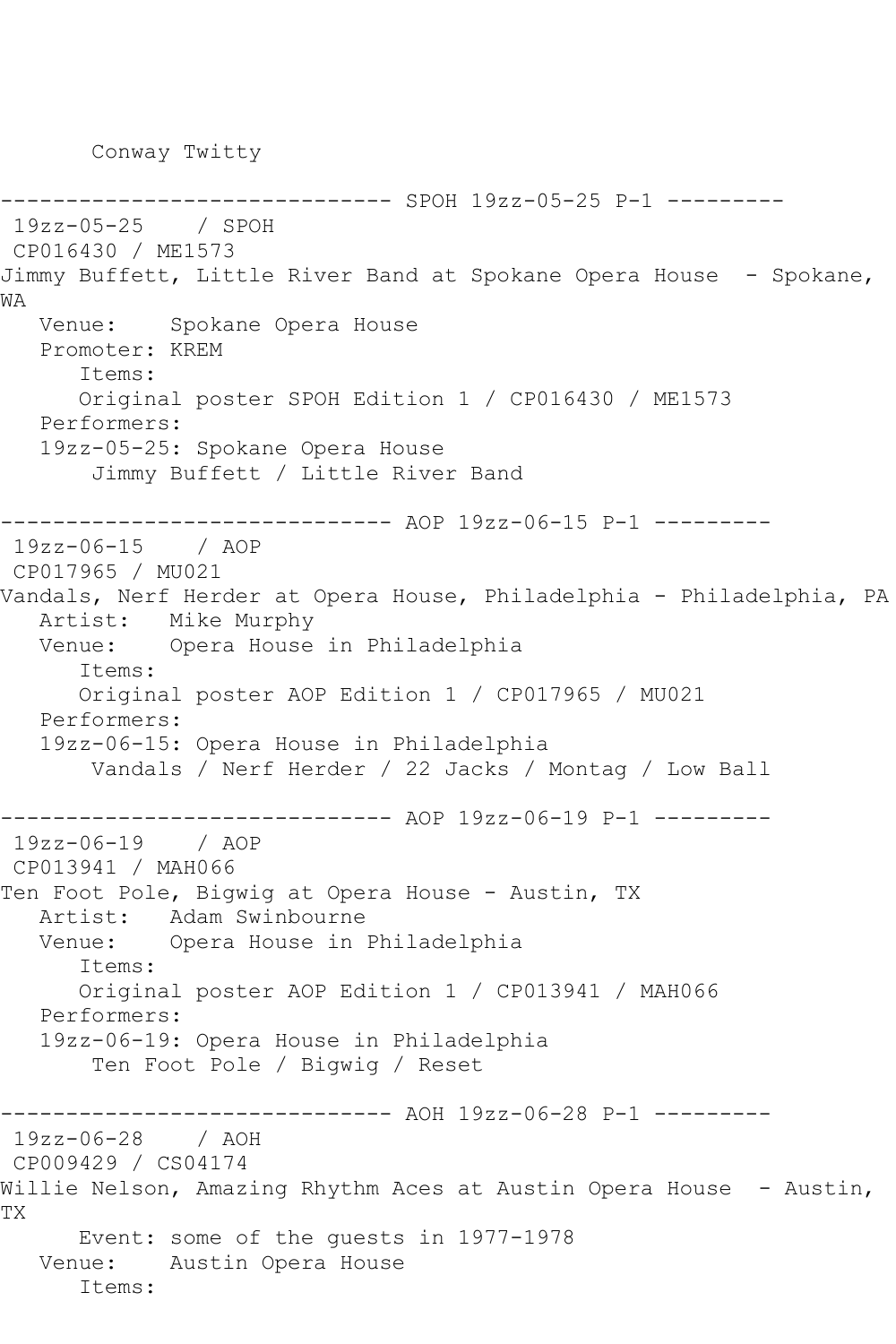Conway Twitty

```
------------------------------ SPOH 19zz-05-25 P-1 ---------
 19zz-05-25    / SPOH
 CP016430 / ME1573
Jimmy Buffett, Little River Band at Spokane Opera House  - Spokane, 
WA
   Venue:    Spokane Opera House
   Promoter: KREM
      Items:
      Original poster SPOH Edition 1 / CP016430 / ME1573
   Performers:
   19zz-05-25: Spokane Opera House
       Jimmy Buffett / Little River Band

------------------------------ AOP 19zz-06-15 P-1 ---------
 19zz-06-15    / AOP
 CP017965 / MU021
Vandals, Nerf Herder at Opera House, Philadelphia - Philadelphia, PA
   Artist:   Mike Murphy
   Venue:    Opera House in Philadelphia
      Items:
      Original poster AOP Edition 1 / CP017965 / MU021
   Performers:
   19zz-06-15: Opera House in Philadelphia
       Vandals / Nerf Herder / 22 Jacks / Montag / Low Ball

------------------------------ AOP 19zz-06-19 P-1 ---------
 19zz-06-19    / AOP
 CP013941 / MAH066
Ten Foot Pole, Bigwig at Opera House - Austin, TX
   Artist:   Adam Swinbourne
   Venue:    Opera House in Philadelphia
      Items:
      Original poster AOP Edition 1 / CP013941 / MAH066
   Performers:
   19zz-06-19: Opera House in Philadelphia
       Ten Foot Pole / Bigwig / Reset

------------------------------ AOH 19zz-06-28 P-1 ---------
 19zz-06-28    / AOH
 CP009429 / CS04174
Willie Nelson, Amazing Rhythm Aces at Austin Opera House  - Austin, 
TX
      Event: some of the guests in 1977-1978
   Venue:    Austin Opera House
      Items:
```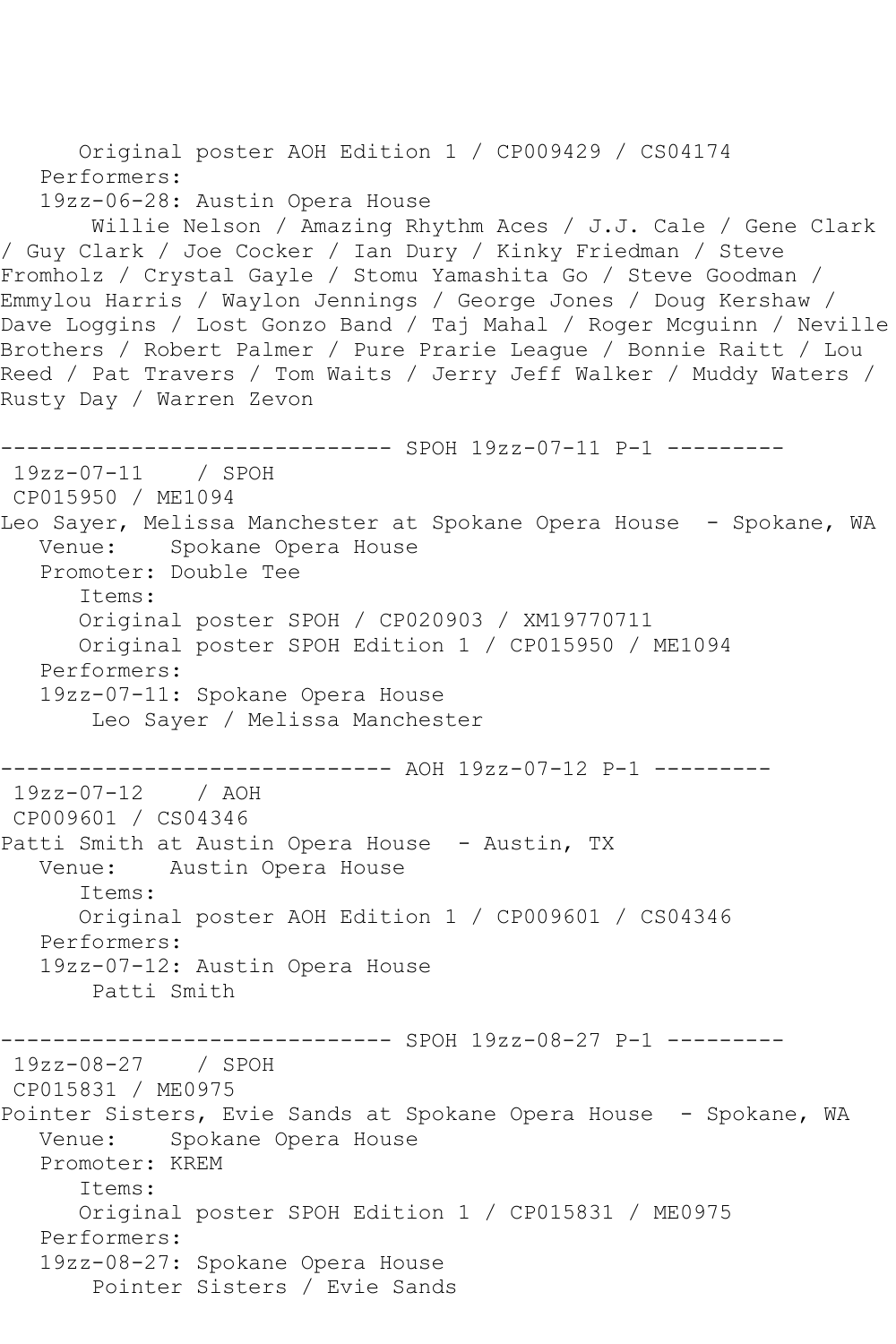Original poster AOH Edition 1 / CP009429 / CS04174
   Performers:
   19zz-06-28: Austin Opera House
       Willie Nelson / Amazing Rhythm Aces / J.J. Cale / Gene Clark / Guy Clark / Joe Cocker / Ian Dury / Kinky Friedman / Steve Fromholz / Crystal Gayle / Stomu Yamashita Go / Steve Goodman / Emmylou Harris / Waylon Jennings / George Jones / Doug Kershaw / Dave Loggins / Lost Gonzo Band / Taj Mahal / Roger Mcguinn / Neville Brothers / Robert Palmer / Pure Prarie League / Bonnie Raitt / Lou Reed / Pat Travers / Tom Waits / Jerry Jeff Walker / Muddy Waters / Rusty Day / Warren Zevon

------------------------------ SPOH 19zz-07-11 P-1 ---------
 19zz-07-11    / SPOH
 CP015950 / ME1094
Leo Sayer, Melissa Manchester at Spokane Opera House  - Spokane, WA
   Venue:    Spokane Opera House
   Promoter: Double Tee
      Items:
      Original poster SPOH / CP020903 / XM19770711
      Original poster SPOH Edition 1 / CP015950 / ME1094
   Performers:
   19zz-07-11: Spokane Opera House
       Leo Sayer / Melissa Manchester

------------------------------ AOH 19zz-07-12 P-1 ---------
 19zz-07-12    / AOH
 CP009601 / CS04346
Patti Smith at Austin Opera House  - Austin, TX
   Venue:    Austin Opera House
      Items:
      Original poster AOH Edition 1 / CP009601 / CS04346
   Performers:
   19zz-07-12: Austin Opera House
       Patti Smith

------------------------------ SPOH 19zz-08-27 P-1 ---------
 19zz-08-27    / SPOH
 CP015831 / ME0975
Pointer Sisters, Evie Sands at Spokane Opera House  - Spokane, WA
   Venue:    Spokane Opera House
   Promoter: KREM
      Items:
      Original poster SPOH Edition 1 / CP015831 / ME0975
   Performers:
   19zz-08-27: Spokane Opera House
       Pointer Sisters / Evie Sands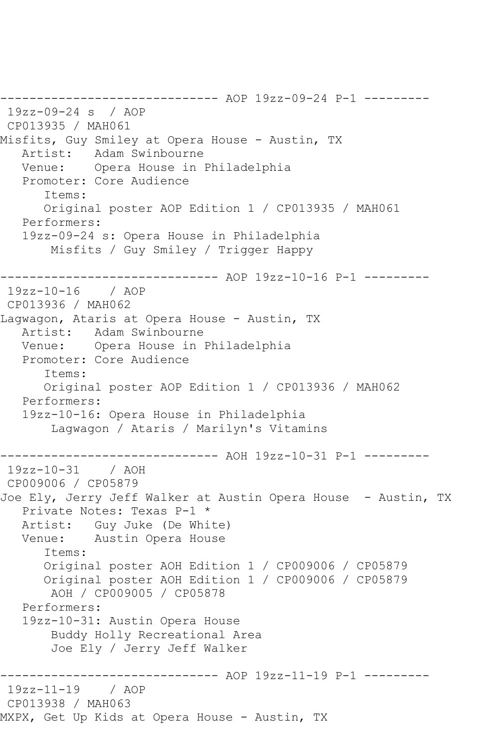------------------------------ AOP 19zz-09-24 P-1 ---------

19zz-09-24 s  / AOP

CP013935 / MAH061

Misfits, Guy Smiley at Opera House - Austin, TX

Artist:   Adam Swinbourne

Venue:    Opera House in Philadelphia

Promoter: Core Audience

Items:

Original poster AOP Edition 1 / CP013935 / MAH061

Performers:

19zz-09-24 s: Opera House in Philadelphia

Misfits / Guy Smiley / Trigger Happy

------------------------------ AOP 19zz-10-16 P-1 ---------

19zz-10-16    / AOP

CP013936 / MAH062

Lagwagon, Ataris at Opera House - Austin, TX

Artist:   Adam Swinbourne

Venue:    Opera House in Philadelphia

Promoter: Core Audience

Items:

Original poster AOP Edition 1 / CP013936 / MAH062

Performers:

19zz-10-16: Opera House in Philadelphia

Lagwagon / Ataris / Marilyn's Vitamins

------------------------------ AOH 19zz-10-31 P-1 ---------

19zz-10-31    / AOH

CP009006 / CP05879

Joe Ely, Jerry Jeff Walker at Austin Opera House  - Austin, TX

Private Notes: Texas P-1 *

Artist:   Guy Juke (De White)

Venue:    Austin Opera House

Items:

Original poster AOH Edition 1 / CP009006 / CP05879

Original poster AOH Edition 1 / CP009006 / CP05879

AOH / CP009005 / CP05878

Performers:

19zz-10-31: Austin Opera House

Buddy Holly Recreational Area

Joe Ely / Jerry Jeff Walker

------------------------------ AOP 19zz-11-19 P-1 ---------

19zz-11-19    / AOP

CP013938 / MAH063

MXPX, Get Up Kids at Opera House - Austin, TX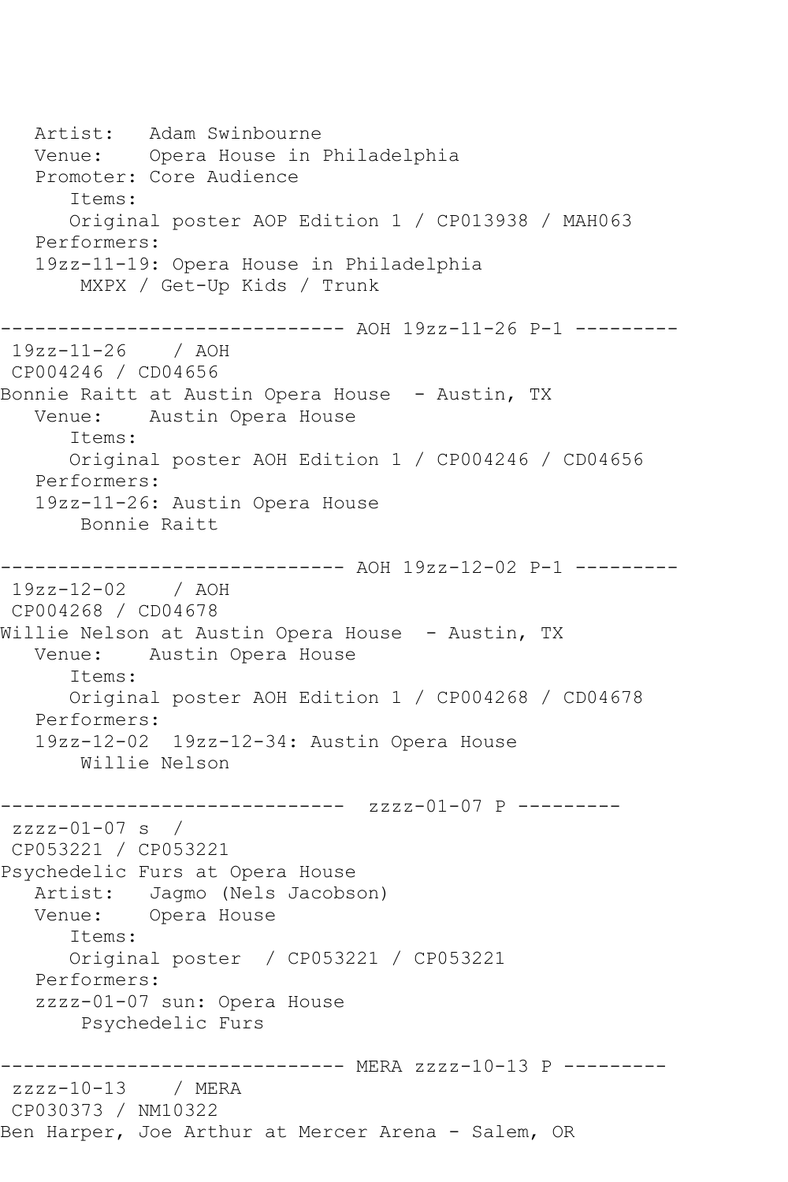```
   Artist:   Adam Swinbourne
   Venue:    Opera House in Philadelphia
   Promoter: Core Audience
      Items:
      Original poster AOP Edition 1 / CP013938 / MAH063
   Performers:
   19zz-11-19: Opera House in Philadelphia
       MXPX / Get-Up Kids / Trunk

------------------------------ AOH 19zz-11-26 P-1 ---------
 19zz-11-26    / AOH
 CP004246 / CD04656
Bonnie Raitt at Austin Opera House  - Austin, TX
   Venue:    Austin Opera House
      Items:
      Original poster AOH Edition 1 / CP004246 / CD04656
   Performers:
   19zz-11-26: Austin Opera House
       Bonnie Raitt

------------------------------ AOH 19zz-12-02 P-1 ---------
 19zz-12-02    / AOH
 CP004268 / CD04678
Willie Nelson at Austin Opera House  - Austin, TX
   Venue:    Austin Opera House
      Items:
      Original poster AOH Edition 1 / CP004268 / CD04678
   Performers:
   19zz-12-02  19zz-12-34: Austin Opera House
       Willie Nelson

------------------------------  zzzz-01-07 P ---------
 zzzz-01-07 s  /
 CP053221 / CP053221
Psychedelic Furs at Opera House
   Artist:   Jagmo (Nels Jacobson)
   Venue:    Opera House
      Items:
      Original poster  / CP053221 / CP053221
   Performers:
   zzzz-01-07 sun: Opera House
       Psychedelic Furs

------------------------------ MERA zzzz-10-13 P ---------
 zzzz-10-13    / MERA
 CP030373 / NM10322
Ben Harper, Joe Arthur at Mercer Arena - Salem, OR
```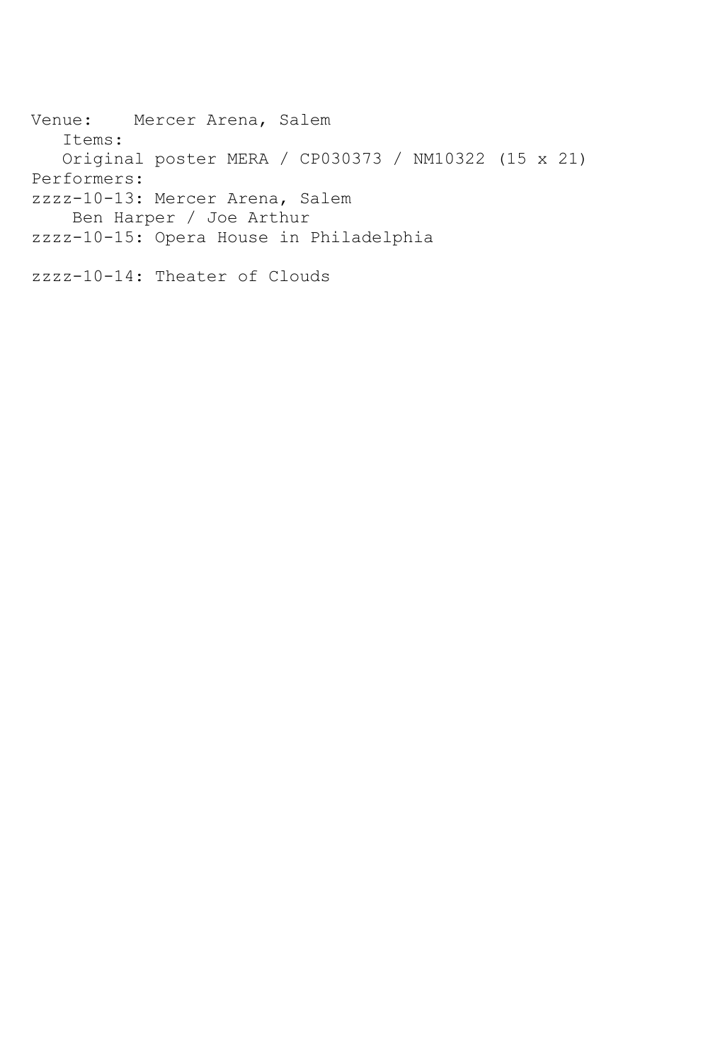Venue:    Mercer Arena, Salem
   Items:
   Original poster MERA / CP030373 / NM10322 (15 x 21)
Performers:
zzzz-10-13: Mercer Arena, Salem
    Ben Harper / Joe Arthur
zzzz-10-15: Opera House in Philadelphia

zzzz-10-14: Theater of Clouds